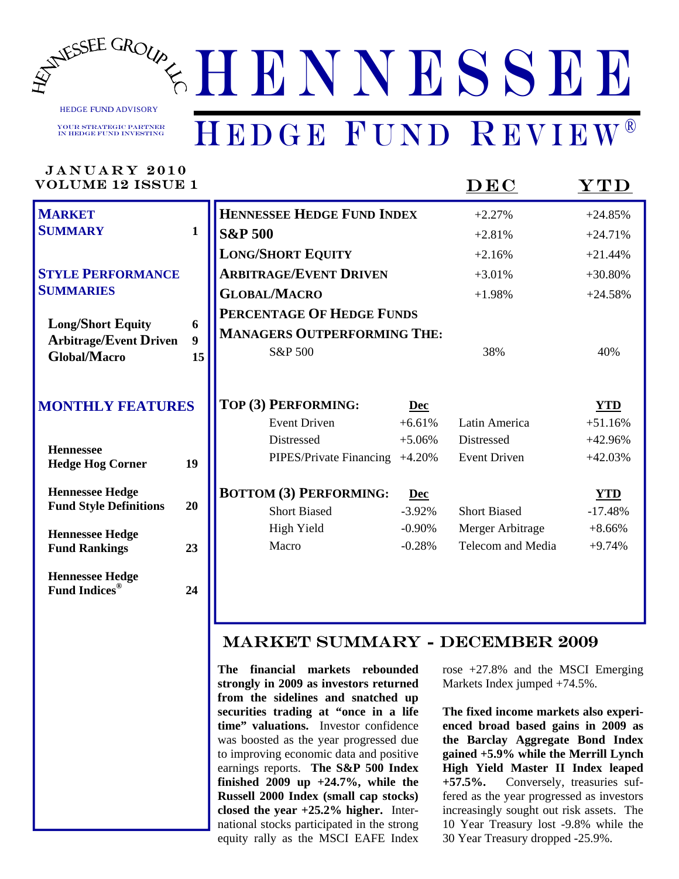# HENNESSEE

## HEDGE FUND REVIEW®

Hennessee Group LLC
HEDGE FUND ADVISORY
YOUR STRATEGIC PARTNER IN HEDGE FUND INVESTING

JANUARY 2010
VOLUME 12 ISSUE 1

| Contents | Page |
|---|---|
| **MARKET SUMMARY** | 1 |
| **STYLE PERFORMANCE SUMMARIES** | |
| Long/Short Equity | 6 |
| Arbitrage/Event Driven | 9 |
| Global/Macro | 15 |
| **MONTHLY FEATURES** | |
| Hennessee Hedge Hog Corner | 19 |
| Hennessee Hedge Fund Style Definitions | 20 |
| Hennessee Hedge Fund Rankings | 23 |
| Hennessee Hedge Fund Indices® | 24 |

| | DEC | YTD |
|---|---|---|
| **HENNESSEE HEDGE FUND INDEX** | +2.27% | +24.85% |
| **S&P 500** | +2.81% | +24.71% |
| **LONG/SHORT EQUITY** | +2.16% | +21.44% |
| **ARBITRAGE/EVENT DRIVEN** | +3.01% | +30.80% |
| **GLOBAL/MACRO** | +1.98% | +24.58% |
| **PERCENTAGE OF HEDGE FUNDS MANAGERS OUTPERFORMING THE:** | | |
| S&P 500 | 38% | 40% |

| **TOP (3) PERFORMING:** | Dec | | YTD |
|---|---|---|---|
| Event Driven | +6.61% | Latin America | +51.16% |
| Distressed | +5.06% | Distressed | +42.96% |
| PIPES/Private Financing | +4.20% | Event Driven | +42.03% |

| **BOTTOM (3) PERFORMING:** | Dec | | YTD |
|---|---|---|---|
| Short Biased | -3.92% | Short Biased | -17.48% |
| High Yield | -0.90% | Merger Arbitrage | +8.66% |
| Macro | -0.28% | Telecom and Media | +9.74% |

## MARKET SUMMARY - DECEMBER 2009

**The financial markets rebounded strongly in 2009 as investors returned from the sidelines and snatched up securities trading at "once in a life time" valuations.** Investor confidence was boosted as the year progressed due to improving economic data and positive earnings reports. **The S&P 500 Index finished 2009 up +24.7%, while the Russell 2000 Index (small cap stocks) closed the year +25.2% higher.** International stocks participated in the strong equity rally as the MSCI EAFE Index rose +27.8% and the MSCI Emerging Markets Index jumped +74.5%.

**The fixed income markets also experienced broad based gains in 2009 as the Barclay Aggregate Bond Index gained +5.9% while the Merrill Lynch High Yield Master II Index leaped +57.5%.** Conversely, treasuries suffered as the year progressed as investors increasingly sought out risk assets. The 10 Year Treasury lost -9.8% while the 30 Year Treasury dropped -25.9%.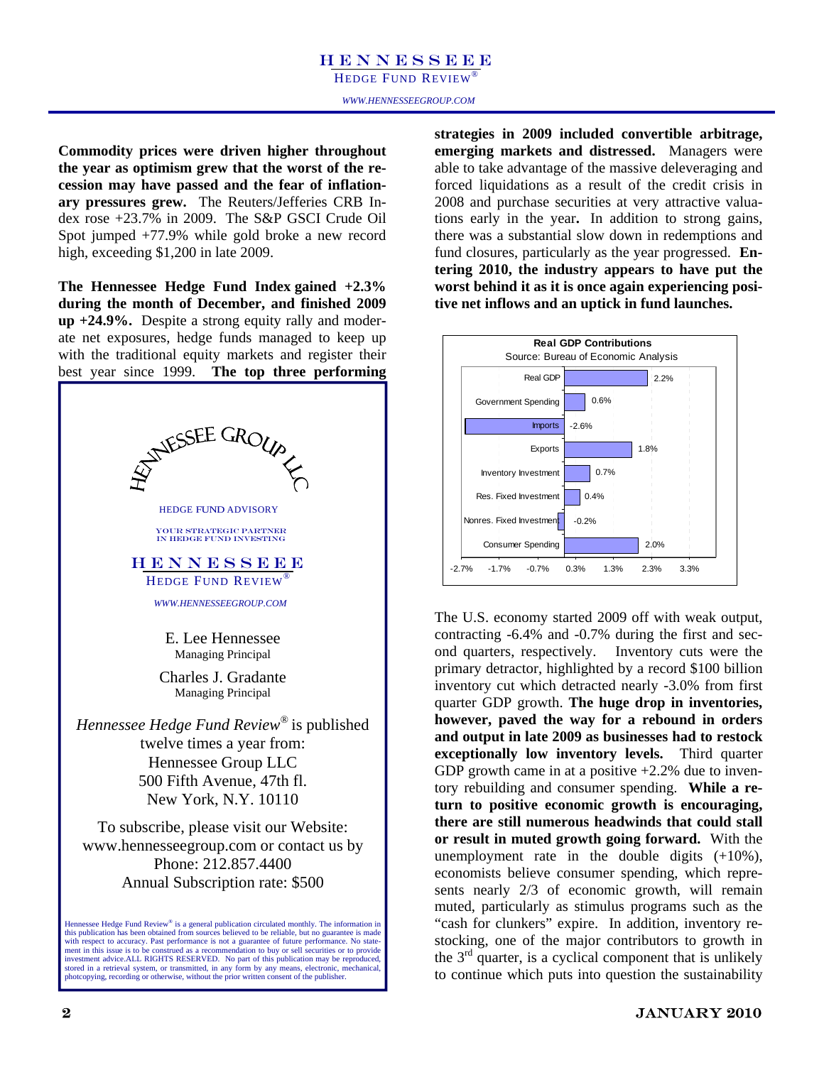**Commodity prices were driven higher throughout the year as optimism grew that the worst of the recession may have passed and the fear of inflationary pressures grew.** The Reuters/Jefferies CRB Index rose +23.7% in 2009. The S&P GSCI Crude Oil Spot jumped +77.9% while gold broke a new record high, exceeding $1,200 in late 2009.

**The Hennessee Hedge Fund Index gained +2.3% during the month of December, and finished 2009 up +24.9%.** Despite a strong equity rally and moderate net exposures, hedge funds managed to keep up with the traditional equity markets and register their best year since 1999. **The top three performing strategies in 2009 included convertible arbitrage, emerging markets and distressed.** Managers were able to take advantage of the massive deleveraging and forced liquidations as a result of the credit crisis in 2008 and purchase securities at very attractive valuations early in the year**.** In addition to strong gains, there was a substantial slow down in redemptions and fund closures, particularly as the year progressed. **Entering 2010, the industry appears to have put the worst behind it as it is once again experiencing positive net inflows and an uptick in fund launches.**

HENNESSEE GROUP LLC

HEDGE FUND ADVISORY

YOUR STRATEGIC PARTNER IN HEDGE FUND INVESTING

HENNESSEE HEDGE FUND REVIEW®

*WWW.HENNESSEEGROUP.COM*

E. Lee Hennessee
Managing Principal

Charles J. Gradante
Managing Principal

*Hennessee Hedge Fund Review®* is published twelve times a year from:
Hennessee Group LLC
500 Fifth Avenue, 47th fl.
New York, N.Y. 10110

To subscribe, please visit our Website: www.hennesseegroup.com or contact us by Phone: 212.857.4400
Annual Subscription rate: $500

Hennessee Hedge Fund Review® is a general publication circulated monthly. The information in this publication has been obtained from sources believed to be reliable, but no guarantee is made with respect to accuracy. Past performance is not a guarantee of future performance. No statement in this issue is to be construed as a recommendation to buy or sell securities or to provide investment advice.ALL RIGHTS RESERVED. No part of this publication may be reproduced, stored in a retrieval system, or transmitted, in any form by any means, electronic, mechanical, photocopying, recording or otherwise, without the prior written consent of the publisher.

**Real GDP Contributions**
Source: Bureau of Economic Analysis

| Component | Contribution |
|---|---|
| Real GDP | 2.2% |
| Government Spending | 0.6% |
| Imports | -2.6% |
| Exports | 1.8% |
| Inventory Investment | 0.7% |
| Res. Fixed Investment | 0.4% |
| Nonres. Fixed Investment | -0.2% |
| Consumer Spending | 2.0% |

The U.S. economy started 2009 off with weak output, contracting -6.4% and -0.7% during the first and second quarters, respectively. Inventory cuts were the primary detractor, highlighted by a record $100 billion inventory cut which detracted nearly -3.0% from first quarter GDP growth. **The huge drop in inventories, however, paved the way for a rebound in orders and output in late 2009 as businesses had to restock exceptionally low inventory levels.** Third quarter GDP growth came in at a positive +2.2% due to inventory rebuilding and consumer spending. **While a return to positive economic growth is encouraging, there are still numerous headwinds that could stall or result in muted growth going forward.** With the unemployment rate in the double digits (+10%), economists believe consumer spending, which represents nearly 2/3 of economic growth, will remain muted, particularly as stimulus programs such as the "cash for clunkers" expire. In addition, inventory restocking, one of the major contributors to growth in the 3rd quarter, is a cyclical component that is unlikely to continue which puts into question the sustainability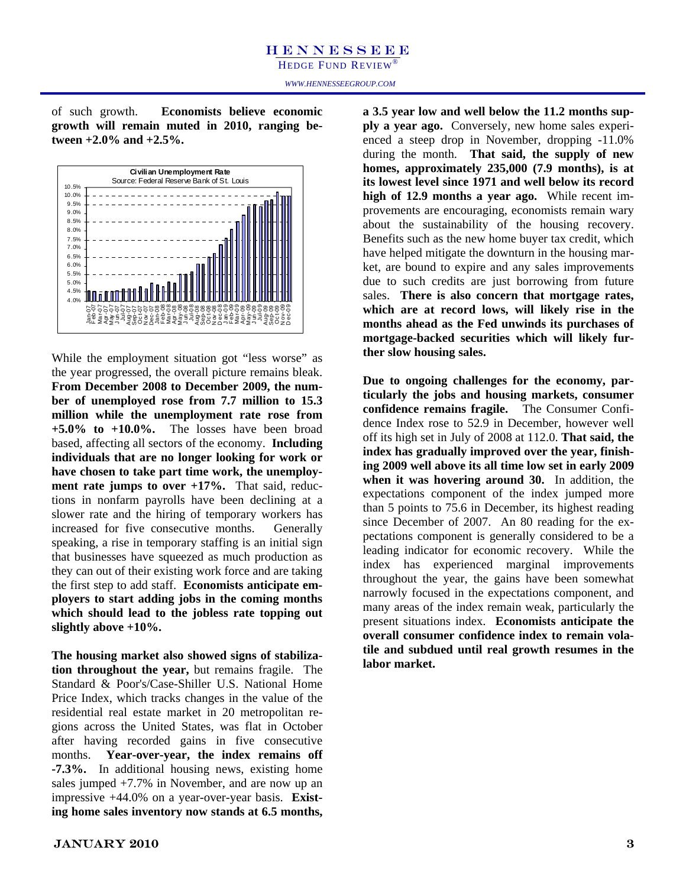of such growth. **Economists believe economic growth will remain muted in 2010, ranging between +2.0% and +2.5%.**

While the employment situation got "less worse" as the year progressed, the overall picture remains bleak. **From December 2008 to December 2009, the number of unemployed rose from 7.7 million to 15.3 million while the unemployment rate rose from +5.0% to +10.0%.** The losses have been broad based, affecting all sectors of the economy. **Including individuals that are no longer looking for work or have chosen to take part time work, the unemployment rate jumps to over +17%.** That said, reductions in nonfarm payrolls have been declining at a slower rate and the hiring of temporary workers has increased for five consecutive months. Generally speaking, a rise in temporary staffing is an initial sign that businesses have squeezed as much production as they can out of their existing work force and are taking the first step to add staff. **Economists anticipate employers to start adding jobs in the coming months which should lead to the jobless rate topping out slightly above +10%.**

**The housing market also showed signs of stabilization throughout the year,** but remains fragile. The Standard & Poor's/Case-Shiller U.S. National Home Price Index, which tracks changes in the value of the residential real estate market in 20 metropolitan regions across the United States, was flat in October after having recorded gains in five consecutive months. **Year-over-year, the index remains off -7.3%.** In additional housing news, existing home sales jumped +7.7% in November, and are now up an impressive +44.0% on a year-over-year basis. **Existing home sales inventory now stands at 6.5 months, a 3.5 year low and well below the 11.2 months supply a year ago.** Conversely, new home sales experienced a steep drop in November, dropping -11.0% during the month. **That said, the supply of new homes, approximately 235,000 (7.9 months), is at its lowest level since 1971 and well below its record high of 12.9 months a year ago.** While recent improvements are encouraging, economists remain wary about the sustainability of the housing recovery. Benefits such as the new home buyer tax credit, which have helped mitigate the downturn in the housing market, are bound to expire and any sales improvements due to such credits are just borrowing from future sales. **There is also concern that mortgage rates, which are at record lows, will likely rise in the months ahead as the Fed unwinds its purchases of mortgage-backed securities which will likely further slow housing sales.**

**Due to ongoing challenges for the economy, particularly the jobs and housing markets, consumer confidence remains fragile.** The Consumer Confidence Index rose to 52.9 in December, however well off its high set in July of 2008 at 112.0. **That said, the index has gradually improved over the year, finishing 2009 well above its all time low set in early 2009 when it was hovering around 30.** In addition, the expectations component of the index jumped more than 5 points to 75.6 in December, its highest reading since December of 2007. An 80 reading for the expectations component is generally considered to be a leading indicator for economic recovery. While the index has experienced marginal improvements throughout the year, the gains have been somewhat narrowly focused in the expectations component, and many areas of the index remain weak, particularly the present situations index. **Economists anticipate the overall consumer confidence index to remain volatile and subdued until real growth resumes in the labor market.**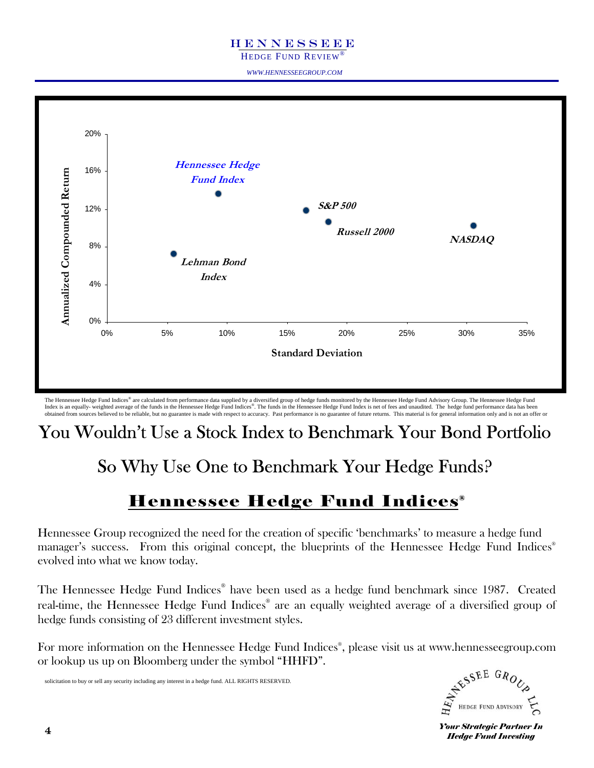# HENNESSEEE
HEDGE FUND REVIEW®

*WWW.HENNESSEEGROUP.COM*

Annualized Compounded Return vs. Standard Deviation

- Hennessee Hedge Fund Index
- S&P 500
- Russell 2000
- NASDAQ
- Lehman Bond Index

The Hennessee Hedge Fund Indices® are calculated from performance data supplied by a diversified group of hedge funds monitored by the Hennessee Hedge Fund Advisory Group. The Hennessee Hedge Fund Index is an equally- weighted average of the funds in the Hennessee Hedge Fund Indices®. The funds in the Hennessee Hedge Fund Index is net of fees and unaudited. The hedge fund performance data has been obtained from sources believed to be reliable, but no guarantee is made with respect to accuracy. Past performance is no guarantee of future returns. This material is for general information only and is not an offer or solicitation to buy or sell any security including any interest in a hedge fund. ALL RIGHTS RESERVED.

# You Wouldn't Use a Stock Index to Benchmark Your Bond Portfolio

## So Why Use One to Benchmark Your Hedge Funds?

## Hennessee Hedge Fund Indices®

Hennessee Group recognized the need for the creation of specific 'benchmarks' to measure a hedge fund manager's success. From this original concept, the blueprints of the Hennessee Hedge Fund Indices® evolved into what we know today.

The Hennessee Hedge Fund Indices® have been used as a hedge fund benchmark since 1987. Created real-time, the Hennessee Hedge Fund Indices® are an equally weighted average of a diversified group of hedge funds consisting of 23 different investment styles.

For more information on the Hennessee Hedge Fund Indices®, please visit us at www.hennesseegroup.com or lookup us up on Bloomberg under the symbol "HHFD".

HENNESSEE GROUP LLC
HEDGE FUND ADVISORY

***Your Strategic Partner In Hedge Fund Investing***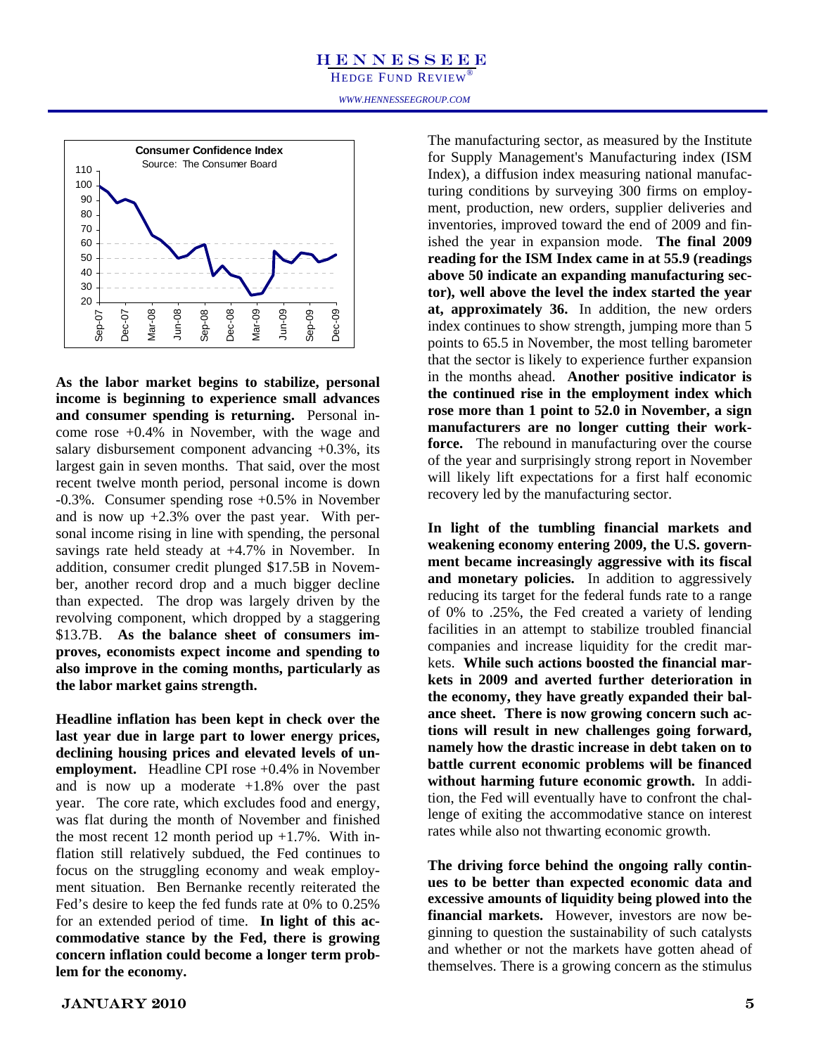**Consumer Confidence Index**
Source: The Consumer Board

**As the labor market begins to stabilize, personal income is beginning to experience small advances and consumer spending is returning.** Personal income rose +0.4% in November, with the wage and salary disbursement component advancing +0.3%, its largest gain in seven months. That said, over the most recent twelve month period, personal income is down -0.3%. Consumer spending rose +0.5% in November and is now up +2.3% over the past year. With personal income rising in line with spending, the personal savings rate held steady at +4.7% in November. In addition, consumer credit plunged $17.5B in November, another record drop and a much bigger decline than expected. The drop was largely driven by the revolving component, which dropped by a staggering $13.7B. **As the balance sheet of consumers improves, economists expect income and spending to also improve in the coming months, particularly as the labor market gains strength.**

**Headline inflation has been kept in check over the last year due in large part to lower energy prices, declining housing prices and elevated levels of unemployment.** Headline CPI rose +0.4% in November and is now up a moderate +1.8% over the past year. The core rate, which excludes food and energy, was flat during the month of November and finished the most recent 12 month period up +1.7%. With inflation still relatively subdued, the Fed continues to focus on the struggling economy and weak employment situation. Ben Bernanke recently reiterated the Fed's desire to keep the fed funds rate at 0% to 0.25% for an extended period of time. **In light of this accommodative stance by the Fed, there is growing concern inflation could become a longer term problem for the economy.**

The manufacturing sector, as measured by the Institute for Supply Management's Manufacturing index (ISM Index), a diffusion index measuring national manufacturing conditions by surveying 300 firms on employment, production, new orders, supplier deliveries and inventories, improved toward the end of 2009 and finished the year in expansion mode. **The final 2009 reading for the ISM Index came in at 55.9 (readings above 50 indicate an expanding manufacturing sector), well above the level the index started the year at, approximately 36.** In addition, the new orders index continues to show strength, jumping more than 5 points to 65.5 in November, the most telling barometer that the sector is likely to experience further expansion in the months ahead. **Another positive indicator is the continued rise in the employment index which rose more than 1 point to 52.0 in November, a sign manufacturers are no longer cutting their workforce.** The rebound in manufacturing over the course of the year and surprisingly strong report in November will likely lift expectations for a first half economic recovery led by the manufacturing sector.

**In light of the tumbling financial markets and weakening economy entering 2009, the U.S. government became increasingly aggressive with its fiscal and monetary policies.** In addition to aggressively reducing its target for the federal funds rate to a range of 0% to .25%, the Fed created a variety of lending facilities in an attempt to stabilize troubled financial companies and increase liquidity for the credit markets. **While such actions boosted the financial markets in 2009 and averted further deterioration in the economy, they have greatly expanded their balance sheet. There is now growing concern such actions will result in new challenges going forward, namely how the drastic increase in debt taken on to battle current economic problems will be financed without harming future economic growth.** In addition, the Fed will eventually have to confront the challenge of exiting the accommodative stance on interest rates while also not thwarting economic growth.

**The driving force behind the ongoing rally continues to be better than expected economic data and excessive amounts of liquidity being plowed into the financial markets.** However, investors are now beginning to question the sustainability of such catalysts and whether or not the markets have gotten ahead of themselves. There is a growing concern as the stimulus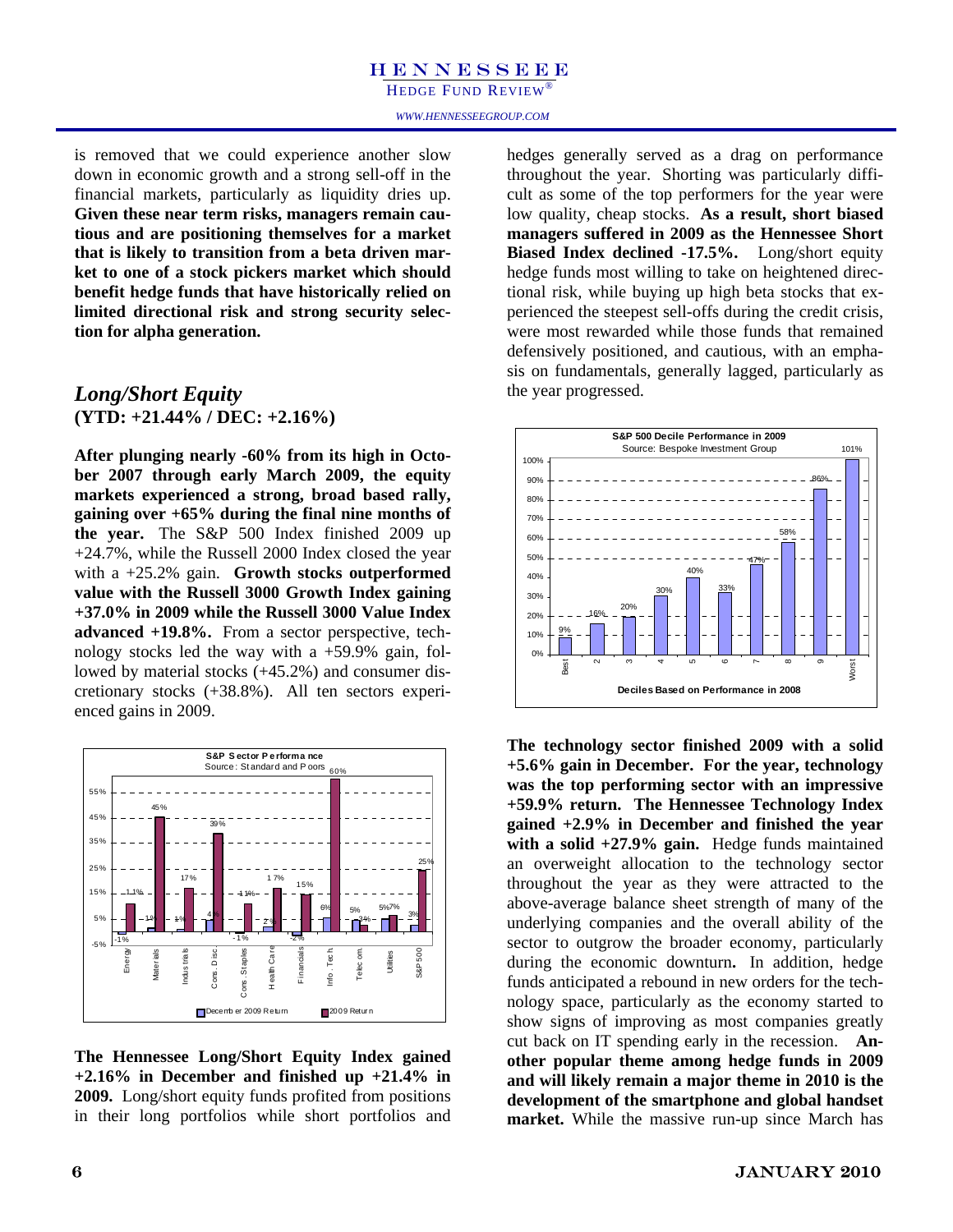is removed that we could experience another slow down in economic growth and a strong sell-off in the financial markets, particularly as liquidity dries up. **Given these near term risks, managers remain cautious and are positioning themselves for a market that is likely to transition from a beta driven market to one of a stock pickers market which should benefit hedge funds that have historically relied on limited directional risk and strong security selection for alpha generation.**

## *Long/Short Equity*

**(YTD: +21.44% / DEC: +2.16%)**

**After plunging nearly -60% from its high in October 2007 through early March 2009, the equity markets experienced a strong, broad based rally, gaining over +65% during the final nine months of the year.** The S&P 500 Index finished 2009 up +24.7%, while the Russell 2000 Index closed the year with a +25.2% gain. **Growth stocks outperformed value with the Russell 3000 Growth Index gaining +37.0% in 2009 while the Russell 3000 Value Index advanced +19.8%.** From a sector perspective, technology stocks led the way with a +59.9% gain, followed by material stocks (+45.2%) and consumer discretionary stocks (+38.8%). All ten sectors experienced gains in 2009.

**S&P Sector Performance**
Source: Standard and Poors

| Sector | December 2009 Return | 2009 Return |
|---|---|---|
| Energy | -1% | 11% |
| Materials | 1% | 45% |
| Industrials | 1% | 17% |
| Cons. Disc. | 4% | 39% |
| Cons. Staples | -1% | 11% |
| Health Care | 2% | 17% |
| Financials | -2% | 15% |
| Info. Tech. | 6% | 60% |
| Telecom. | 5% | 3% |
| Utilities | 5% | 7% |
| S&P 500 | 3% | 25% |

**The Hennessee Long/Short Equity Index gained +2.16% in December and finished up +21.4% in 2009.** Long/short equity funds profited from positions in their long portfolios while short portfolios and hedges generally served as a drag on performance throughout the year. Shorting was particularly difficult as some of the top performers for the year were low quality, cheap stocks. **As a result, short biased managers suffered in 2009 as the Hennessee Short Biased Index declined -17.5%.** Long/short equity hedge funds most willing to take on heightened directional risk, while buying up high beta stocks that experienced the steepest sell-offs during the credit crisis, were most rewarded while those funds that remained defensively positioned, and cautious, with an emphasis on fundamentals, generally lagged, particularly as the year progressed.

**S&P 500 Decile Performance in 2009**
Source: Bespoke Investment Group

| Deciles Based on Performance in 2008 | 2009 Performance |
|---|---|
| Best | 9% |
| 2 | 16% |
| 3 | 20% |
| 4 | 30% |
| 5 | 40% |
| 6 | 33% |
| 7 | 47% |
| 8 | 58% |
| 9 | 86% |
| Worst | 101% |

**The technology sector finished 2009 with a solid +5.6% gain in December. For the year, technology was the top performing sector with an impressive +59.9% return. The Hennessee Technology Index gained +2.9% in December and finished the year with a solid +27.9% gain.** Hedge funds maintained an overweight allocation to the technology sector throughout the year as they were attracted to the above-average balance sheet strength of many of the underlying companies and the overall ability of the sector to outgrow the broader economy, particularly during the economic downturn**.** In addition, hedge funds anticipated a rebound in new orders for the technology space, particularly as the economy started to show signs of improving as most companies greatly cut back on IT spending early in the recession. **Another popular theme among hedge funds in 2009 and will likely remain a major theme in 2010 is the development of the smartphone and global handset market.** While the massive run-up since March has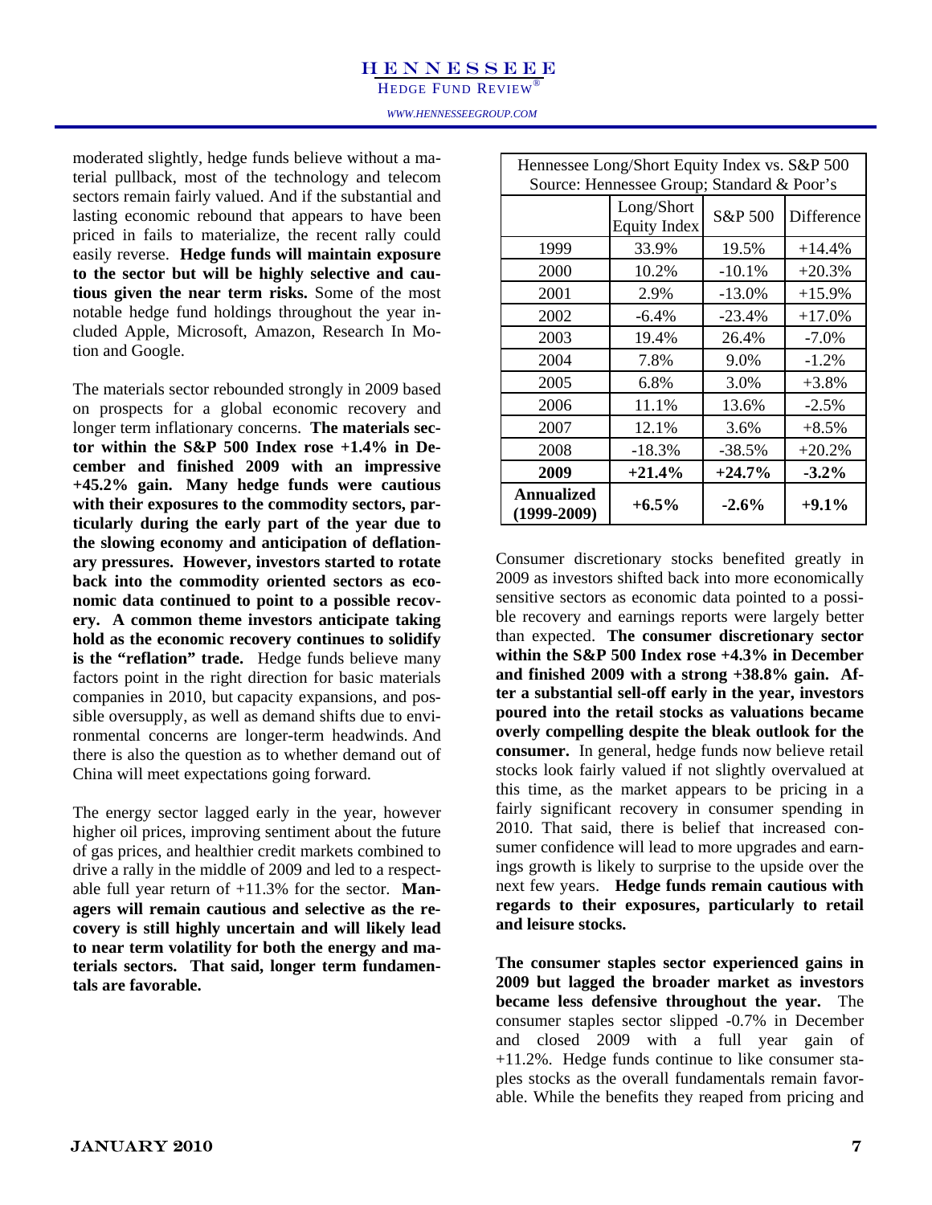moderated slightly, hedge funds believe without a material pullback, most of the technology and telecom sectors remain fairly valued. And if the substantial and lasting economic rebound that appears to have been priced in fails to materialize, the recent rally could easily reverse. **Hedge funds will maintain exposure to the sector but will be highly selective and cautious given the near term risks.** Some of the most notable hedge fund holdings throughout the year included Apple, Microsoft, Amazon, Research In Motion and Google.

The materials sector rebounded strongly in 2009 based on prospects for a global economic recovery and longer term inflationary concerns. **The materials sector within the S&P 500 Index rose +1.4% in December and finished 2009 with an impressive +45.2% gain. Many hedge funds were cautious with their exposures to the commodity sectors, particularly during the early part of the year due to the slowing economy and anticipation of deflationary pressures. However, investors started to rotate back into the commodity oriented sectors as economic data continued to point to a possible recovery. A common theme investors anticipate taking hold as the economic recovery continues to solidify is the "reflation" trade.** Hedge funds believe many factors point in the right direction for basic materials companies in 2010, but capacity expansions, and possible oversupply, as well as demand shifts due to environmental concerns are longer-term headwinds. And there is also the question as to whether demand out of China will meet expectations going forward.

The energy sector lagged early in the year, however higher oil prices, improving sentiment about the future of gas prices, and healthier credit markets combined to drive a rally in the middle of 2009 and led to a respectable full year return of +11.3% for the sector. **Managers will remain cautious and selective as the recovery is still highly uncertain and will likely lead to near term volatility for both the energy and materials sectors. That said, longer term fundamentals are favorable.**

Hennessee Long/Short Equity Index vs. S&P 500
Source: Hennessee Group; Standard & Poor's

| | Long/Short Equity Index | S&P 500 | Difference |
|---|---|---|---|
| 1999 | 33.9% | 19.5% | +14.4% |
| 2000 | 10.2% | -10.1% | +20.3% |
| 2001 | 2.9% | -13.0% | +15.9% |
| 2002 | -6.4% | -23.4% | +17.0% |
| 2003 | 19.4% | 26.4% | -7.0% |
| 2004 | 7.8% | 9.0% | -1.2% |
| 2005 | 6.8% | 3.0% | +3.8% |
| 2006 | 11.1% | 13.6% | -2.5% |
| 2007 | 12.1% | 3.6% | +8.5% |
| 2008 | -18.3% | -38.5% | +20.2% |
| **2009** | **+21.4%** | **+24.7%** | **-3.2%** |
| **Annualized (1999-2009)** | **+6.5%** | **-2.6%** | **+9.1%** |

Consumer discretionary stocks benefited greatly in 2009 as investors shifted back into more economically sensitive sectors as economic data pointed to a possible recovery and earnings reports were largely better than expected. **The consumer discretionary sector within the S&P 500 Index rose +4.3% in December and finished 2009 with a strong +38.8% gain. After a substantial sell-off early in the year, investors poured into the retail stocks as valuations became overly compelling despite the bleak outlook for the consumer.** In general, hedge funds now believe retail stocks look fairly valued if not slightly overvalued at this time, as the market appears to be pricing in a fairly significant recovery in consumer spending in 2010. That said, there is belief that increased consumer confidence will lead to more upgrades and earnings growth is likely to surprise to the upside over the next few years. **Hedge funds remain cautious with regards to their exposures, particularly to retail and leisure stocks.**

**The consumer staples sector experienced gains in 2009 but lagged the broader market as investors became less defensive throughout the year.** The consumer staples sector slipped -0.7% in December and closed 2009 with a full year gain of +11.2%. Hedge funds continue to like consumer staples stocks as the overall fundamentals remain favorable. While the benefits they reaped from pricing and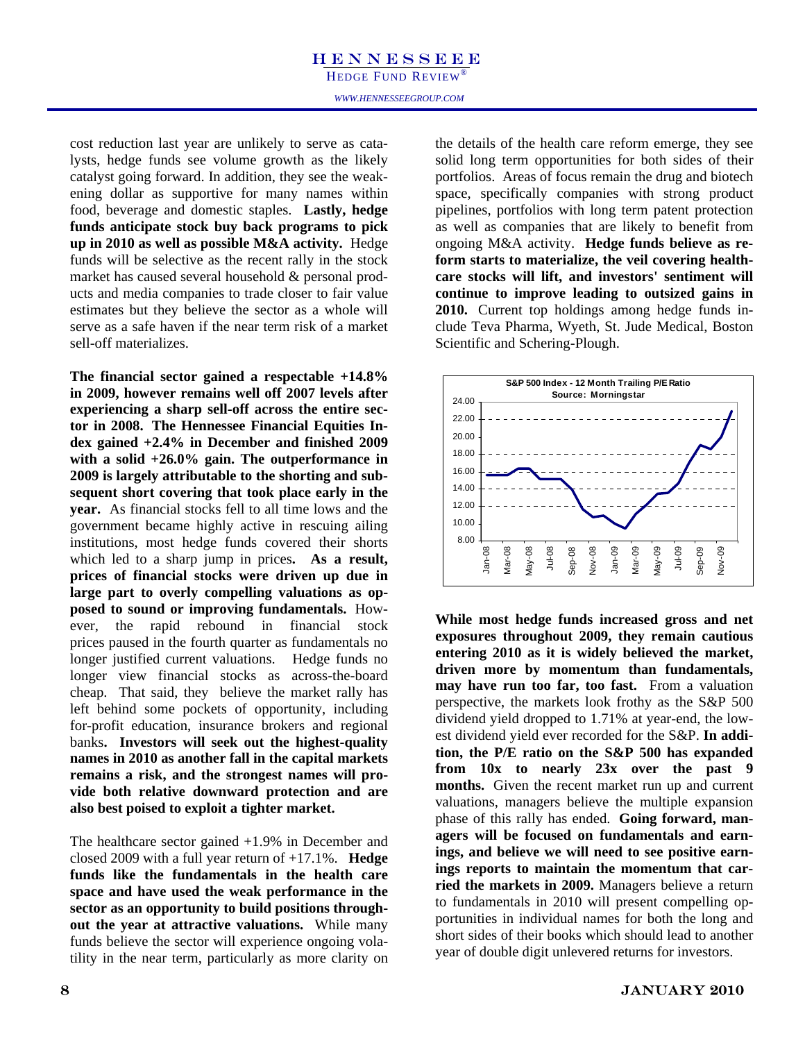cost reduction last year are unlikely to serve as catalysts, hedge funds see volume growth as the likely catalyst going forward. In addition, they see the weakening dollar as supportive for many names within food, beverage and domestic staples. **Lastly, hedge funds anticipate stock buy back programs to pick up in 2010 as well as possible M&A activity.** Hedge funds will be selective as the recent rally in the stock market has caused several household & personal products and media companies to trade closer to fair value estimates but they believe the sector as a whole will serve as a safe haven if the near term risk of a market sell-off materializes.

**The financial sector gained a respectable +14.8% in 2009, however remains well off 2007 levels after experiencing a sharp sell-off across the entire sector in 2008. The Hennessee Financial Equities Index gained +2.4% in December and finished 2009 with a solid +26.0% gain. The outperformance in 2009 is largely attributable to the shorting and subsequent short covering that took place early in the year.** As financial stocks fell to all time lows and the government became highly active in rescuing ailing institutions, most hedge funds covered their shorts which led to a sharp jump in prices**. As a result, prices of financial stocks were driven up due in large part to overly compelling valuations as opposed to sound or improving fundamentals.** However, the rapid rebound in financial stock prices paused in the fourth quarter as fundamentals no longer justified current valuations. Hedge funds no longer view financial stocks as across-the-board cheap. That said, they believe the market rally has left behind some pockets of opportunity, including for-profit education, insurance brokers and regional banks**. Investors will seek out the highest-quality names in 2010 as another fall in the capital markets remains a risk, and the strongest names will provide both relative downward protection and are also best poised to exploit a tighter market.**

The healthcare sector gained +1.9% in December and closed 2009 with a full year return of +17.1%. **Hedge funds like the fundamentals in the health care space and have used the weak performance in the sector as an opportunity to build positions throughout the year at attractive valuations.** While many funds believe the sector will experience ongoing volatility in the near term, particularly as more clarity on the details of the health care reform emerge, they see solid long term opportunities for both sides of their portfolios. Areas of focus remain the drug and biotech space, specifically companies with strong product pipelines, portfolios with long term patent protection as well as companies that are likely to benefit from ongoing M&A activity. **Hedge funds believe as reform starts to materialize, the veil covering healthcare stocks will lift, and investors' sentiment will continue to improve leading to outsized gains in 2010.** Current top holdings among hedge funds include Teva Pharma, Wyeth, St. Jude Medical, Boston Scientific and Schering-Plough.

**S&P 500 Index - 12 Month Trailing P/E Ratio**
**Source: Morningstar**

**While most hedge funds increased gross and net exposures throughout 2009, they remain cautious entering 2010 as it is widely believed the market, driven more by momentum than fundamentals, may have run too far, too fast.** From a valuation perspective, the markets look frothy as the S&P 500 dividend yield dropped to 1.71% at year-end, the lowest dividend yield ever recorded for the S&P. **In addition, the P/E ratio on the S&P 500 has expanded from 10x to nearly 23x over the past 9 months.** Given the recent market run up and current valuations, managers believe the multiple expansion phase of this rally has ended. **Going forward, managers will be focused on fundamentals and earnings, and believe we will need to see positive earnings reports to maintain the momentum that carried the markets in 2009.** Managers believe a return to fundamentals in 2010 will present compelling opportunities in individual names for both the long and short sides of their books which should lead to another year of double digit unlevered returns for investors.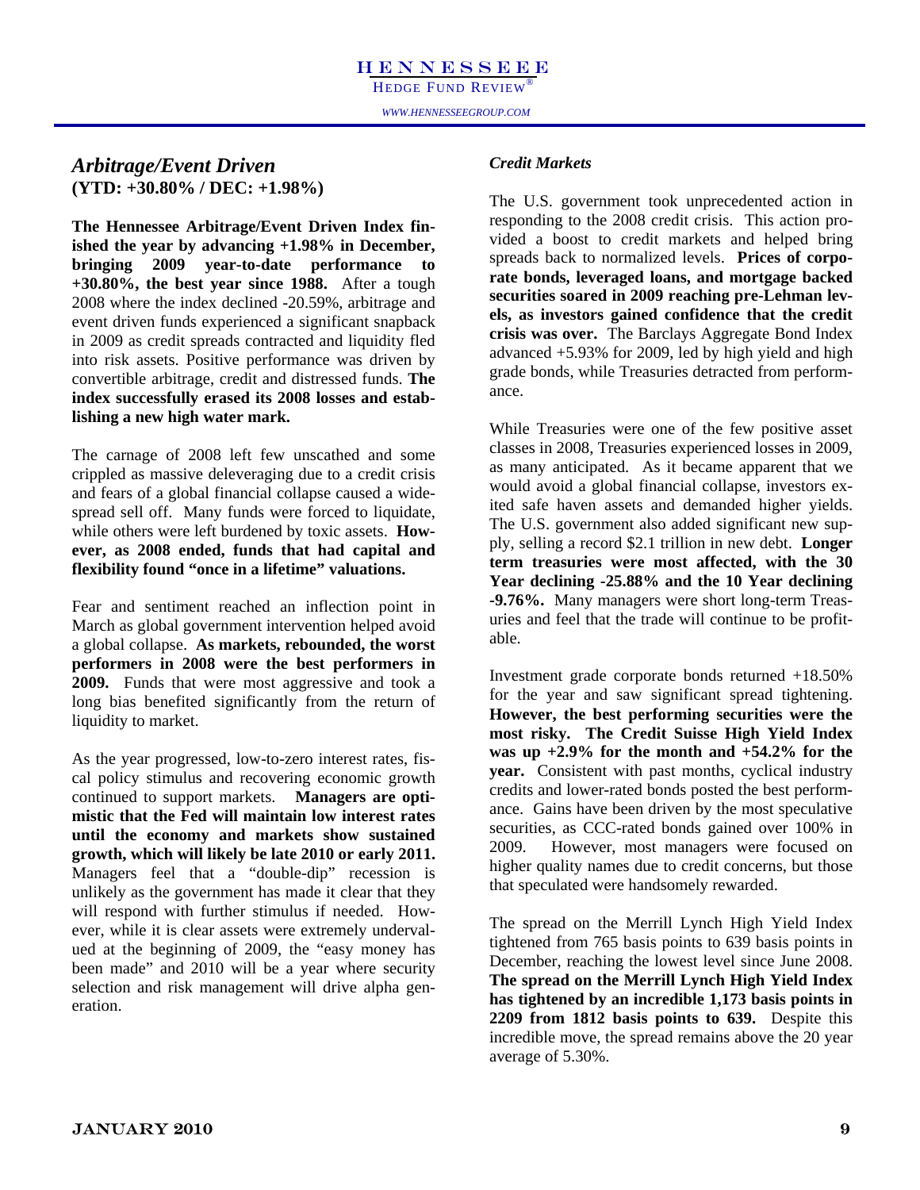## *Arbitrage/Event Driven*

**(YTD: +30.80% / DEC: +1.98%)**

**The Hennessee Arbitrage/Event Driven Index finished the year by advancing +1.98% in December, bringing 2009 year-to-date performance to +30.80%, the best year since 1988.** After a tough 2008 where the index declined -20.59%, arbitrage and event driven funds experienced a significant snapback in 2009 as credit spreads contracted and liquidity fled into risk assets. Positive performance was driven by convertible arbitrage, credit and distressed funds. **The index successfully erased its 2008 losses and establishing a new high water mark.**

The carnage of 2008 left few unscathed and some crippled as massive deleveraging due to a credit crisis and fears of a global financial collapse caused a widespread sell off. Many funds were forced to liquidate, while others were left burdened by toxic assets. **However, as 2008 ended, funds that had capital and flexibility found "once in a lifetime" valuations.**

Fear and sentiment reached an inflection point in March as global government intervention helped avoid a global collapse. **As markets, rebounded, the worst performers in 2008 were the best performers in 2009.** Funds that were most aggressive and took a long bias benefited significantly from the return of liquidity to market.

As the year progressed, low-to-zero interest rates, fiscal policy stimulus and recovering economic growth continued to support markets. **Managers are optimistic that the Fed will maintain low interest rates until the economy and markets show sustained growth, which will likely be late 2010 or early 2011.** Managers feel that a "double-dip" recession is unlikely as the government has made it clear that they will respond with further stimulus if needed. However, while it is clear assets were extremely undervalued at the beginning of 2009, the "easy money has been made" and 2010 will be a year where security selection and risk management will drive alpha generation.

### *Credit Markets*

The U.S. government took unprecedented action in responding to the 2008 credit crisis. This action provided a boost to credit markets and helped bring spreads back to normalized levels. **Prices of corporate bonds, leveraged loans, and mortgage backed securities soared in 2009 reaching pre-Lehman levels, as investors gained confidence that the credit crisis was over.** The Barclays Aggregate Bond Index advanced +5.93% for 2009, led by high yield and high grade bonds, while Treasuries detracted from performance.

While Treasuries were one of the few positive asset classes in 2008, Treasuries experienced losses in 2009, as many anticipated. As it became apparent that we would avoid a global financial collapse, investors exited safe haven assets and demanded higher yields. The U.S. government also added significant new supply, selling a record $2.1 trillion in new debt. **Longer term treasuries were most affected, with the 30 Year declining -25.88% and the 10 Year declining -9.76%.** Many managers were short long-term Treasuries and feel that the trade will continue to be profitable.

Investment grade corporate bonds returned +18.50% for the year and saw significant spread tightening. **However, the best performing securities were the most risky. The Credit Suisse High Yield Index was up +2.9% for the month and +54.2% for the year.** Consistent with past months, cyclical industry credits and lower-rated bonds posted the best performance. Gains have been driven by the most speculative securities, as CCC-rated bonds gained over 100% in 2009. However, most managers were focused on higher quality names due to credit concerns, but those that speculated were handsomely rewarded.

The spread on the Merrill Lynch High Yield Index tightened from 765 basis points to 639 basis points in December, reaching the lowest level since June 2008. **The spread on the Merrill Lynch High Yield Index has tightened by an incredible 1,173 basis points in 2209 from 1812 basis points to 639.** Despite this incredible move, the spread remains above the 20 year average of 5.30%.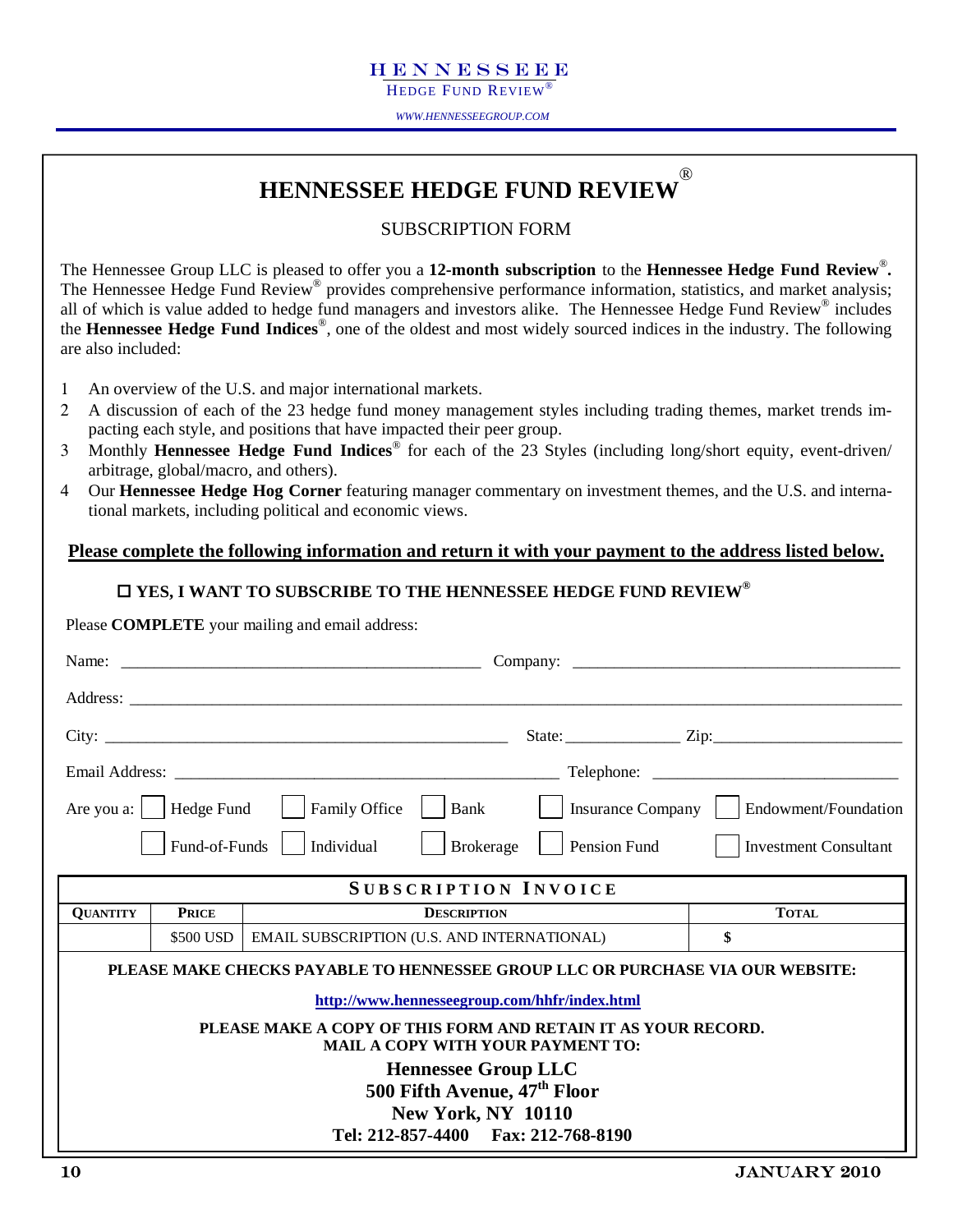# HENNESSEE HEDGE FUND REVIEW®

SUBSCRIPTION FORM

The Hennessee Group LLC is pleased to offer you a **12-month subscription** to the **Hennessee Hedge Fund Review®.** The Hennessee Hedge Fund Review® provides comprehensive performance information, statistics, and market analysis; all of which is value added to hedge fund managers and investors alike. The Hennessee Hedge Fund Review® includes the **Hennessee Hedge Fund Indices®**, one of the oldest and most widely sourced indices in the industry. The following are also included:

1. An overview of the U.S. and major international markets.
2. A discussion of each of the 23 hedge fund money management styles including trading themes, market trends impacting each style, and positions that have impacted their peer group.
3. Monthly **Hennessee Hedge Fund Indices®** for each of the 23 Styles (including long/short equity, event-driven/arbitrage, global/macro, and others).
4. Our **Hennessee Hedge Hog Corner** featuring manager commentary on investment themes, and the U.S. and international markets, including political and economic views.

**Please complete the following information and return it with your payment to the address listed below.**

☐ **YES, I WANT TO SUBSCRIBE TO THE HENNESSEE HEDGE FUND REVIEW®**

Please **COMPLETE** your mailing and email address:

Name: ____________________ Company: ____________________

Address: ________________________________________

City: ____________________ State: __________ Zip: __________

Email Address: ____________________ Telephone: ____________________

Are you a: ☐ Hedge Fund ☐ Family Office ☐ Bank ☐ Insurance Company ☐ Endowment/Foundation
☐ Fund-of-Funds ☐ Individual ☐ Brokerage ☐ Pension Fund ☐ Investment Consultant

**SUBSCRIPTION INVOICE**

| QUANTITY | PRICE | DESCRIPTION | TOTAL |
|---|---|---|---|
| | $500 USD | EMAIL SUBSCRIPTION (U.S. AND INTERNATIONAL) | $ |

**PLEASE MAKE CHECKS PAYABLE TO HENNESSEE GROUP LLC OR PURCHASE VIA OUR WEBSITE:**

**http://www.hennesseegroup.com/hhfr/index.html**

**PLEASE MAKE A COPY OF THIS FORM AND RETAIN IT AS YOUR RECORD.**
**MAIL A COPY WITH YOUR PAYMENT TO:**

**Hennessee Group LLC**
**500 Fifth Avenue, 47th Floor**
**New York, NY 10110**
**Tel: 212-857-4400 Fax: 212-768-8190**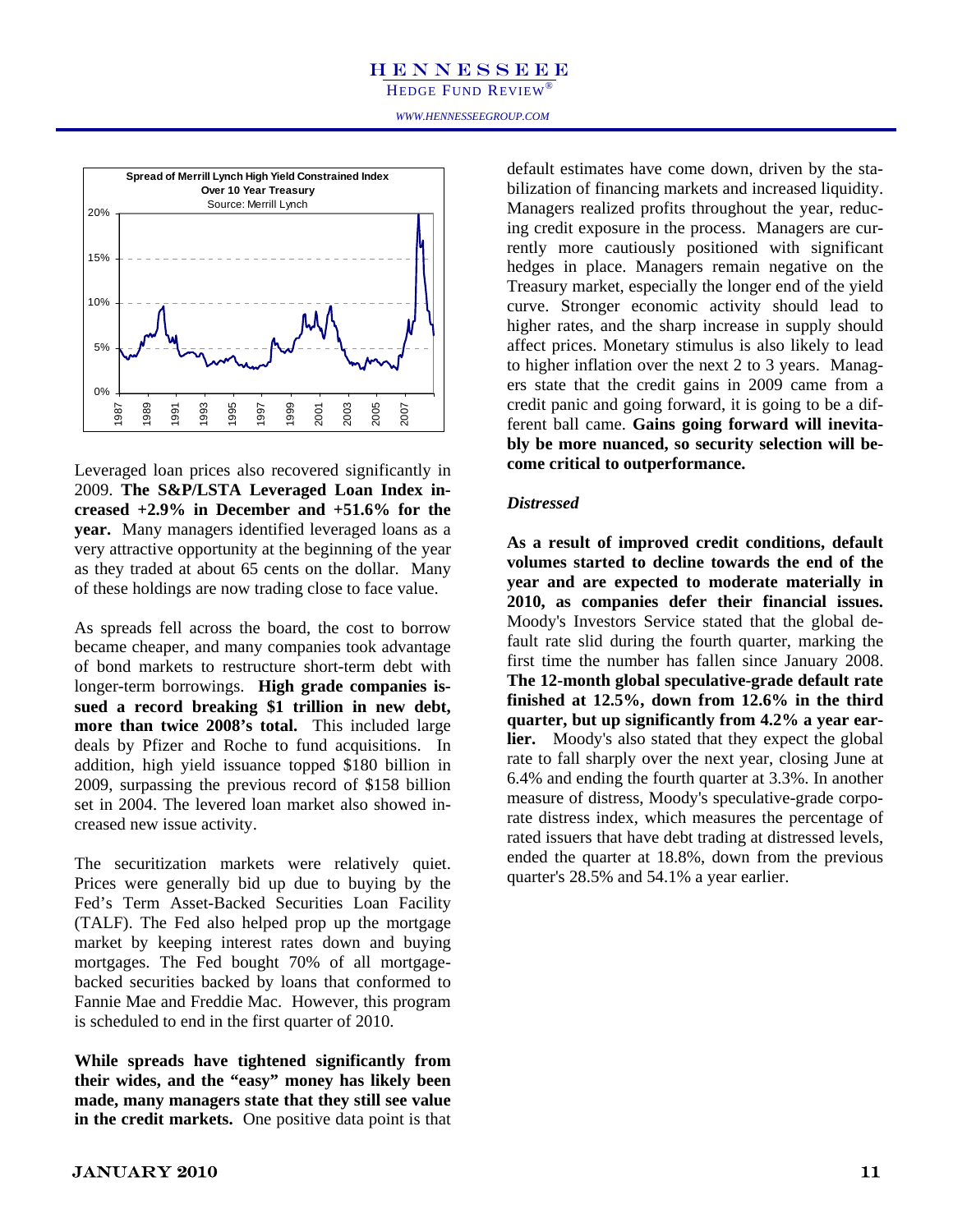Spread of Merrill Lynch High Yield Constrained Index Over 10 Year Treasury

Source: Merrill Lynch

Leveraged loan prices also recovered significantly in 2009. **The S&P/LSTA Leveraged Loan Index increased +2.9% in December and +51.6% for the year.** Many managers identified leveraged loans as a very attractive opportunity at the beginning of the year as they traded at about 65 cents on the dollar. Many of these holdings are now trading close to face value.

As spreads fell across the board, the cost to borrow became cheaper, and many companies took advantage of bond markets to restructure short-term debt with longer-term borrowings. **High grade companies issued a record breaking $1 trillion in new debt, more than twice 2008's total.** This included large deals by Pfizer and Roche to fund acquisitions. In addition, high yield issuance topped $180 billion in 2009, surpassing the previous record of $158 billion set in 2004. The levered loan market also showed increased new issue activity.

The securitization markets were relatively quiet. Prices were generally bid up due to buying by the Fed's Term Asset-Backed Securities Loan Facility (TALF). The Fed also helped prop up the mortgage market by keeping interest rates down and buying mortgages. The Fed bought 70% of all mortgage-backed securities backed by loans that conformed to Fannie Mae and Freddie Mac. However, this program is scheduled to end in the first quarter of 2010.

**While spreads have tightened significantly from their wides, and the "easy" money has likely been made, many managers state that they still see value in the credit markets.** One positive data point is that default estimates have come down, driven by the stabilization of financing markets and increased liquidity. Managers realized profits throughout the year, reducing credit exposure in the process. Managers are currently more cautiously positioned with significant hedges in place. Managers remain negative on the Treasury market, especially the longer end of the yield curve. Stronger economic activity should lead to higher rates, and the sharp increase in supply should affect prices. Monetary stimulus is also likely to lead to higher inflation over the next 2 to 3 years. Managers state that the credit gains in 2009 came from a credit panic and going forward, it is going to be a different ball came. **Gains going forward will inevitably be more nuanced, so security selection will become critical to outperformance.**

### *Distressed*

**As a result of improved credit conditions, default volumes started to decline towards the end of the year and are expected to moderate materially in 2010, as companies defer their financial issues.** Moody's Investors Service stated that the global default rate slid during the fourth quarter, marking the first time the number has fallen since January 2008. **The 12-month global speculative-grade default rate finished at 12.5%, down from 12.6% in the third quarter, but up significantly from 4.2% a year earlier.** Moody's also stated that they expect the global rate to fall sharply over the next year, closing June at 6.4% and ending the fourth quarter at 3.3%. In another measure of distress, Moody's speculative-grade corporate distress index, which measures the percentage of rated issuers that have debt trading at distressed levels, ended the quarter at 18.8%, down from the previous quarter's 28.5% and 54.1% a year earlier.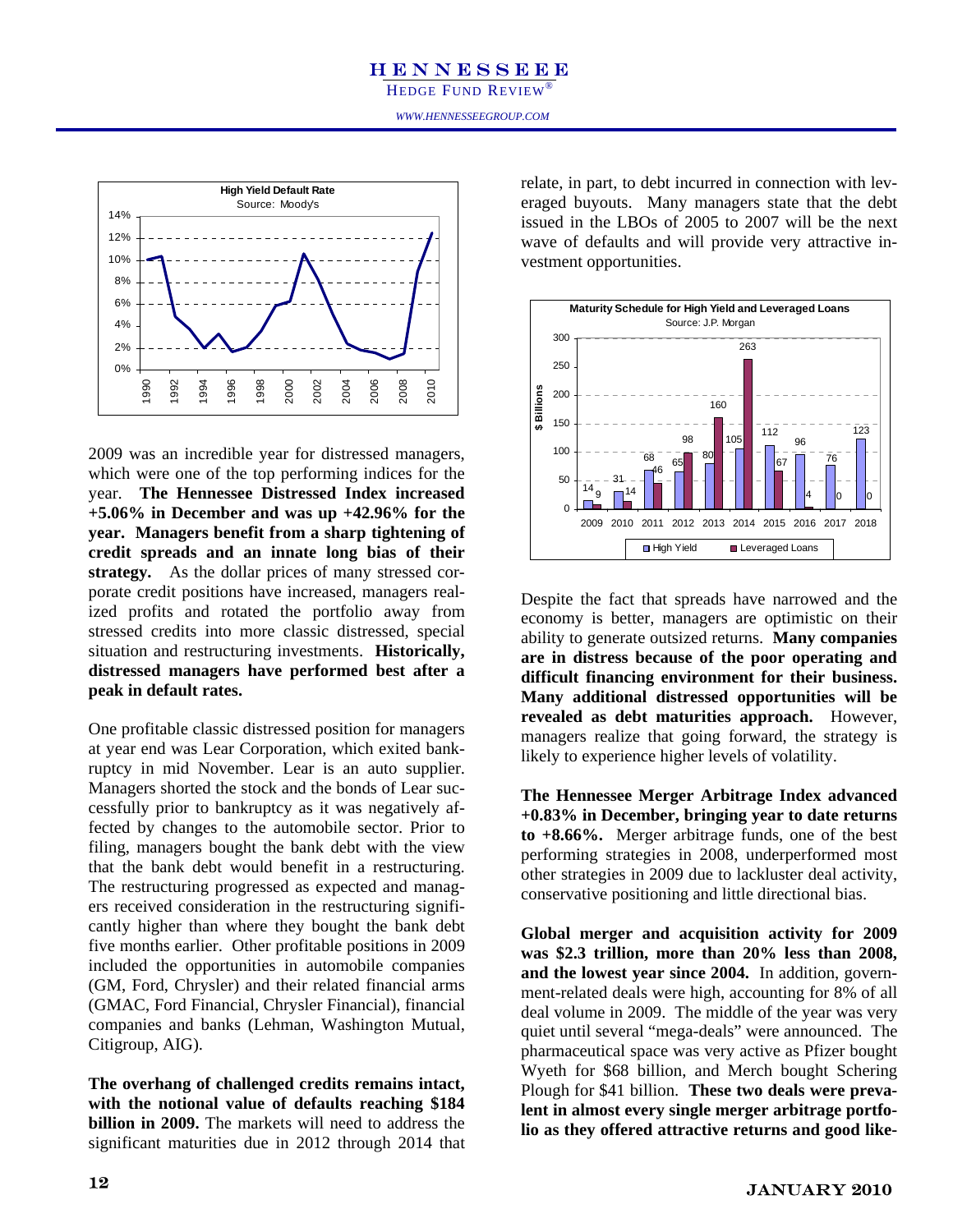**High Yield Default Rate**
Source: Moody's

| Year | Default Rate |
|---|---|
| 1990 | ~10% |
| 1991 | ~10.4% |
| 1992 | ~4.8% |
| 1993 | ~3.7% |
| 1994 | ~2% |
| 1995 | ~3.3% |
| 1996 | ~1.6% |
| 1997 | ~2% |
| 1998 | ~3.5% |
| 1999 | ~5.8% |
| 2000 | ~6.2% |
| 2001 | ~10.5% |
| 2002 | ~8% |
| 2003 | ~5% |
| 2004 | ~2.3% |
| 2005 | ~1.8% |
| 2006 | ~1.6% |
| 2007 | ~1% |
| 2008 | ~1.5% |
| 2009 | ~9% |
| 2010 | ~12.5% |

2009 was an incredible year for distressed managers, which were one of the top performing indices for the year. **The Hennessee Distressed Index increased +5.06% in December and was up +42.96% for the year. Managers benefit from a sharp tightening of credit spreads and an innate long bias of their strategy.** As the dollar prices of many stressed corporate credit positions have increased, managers realized profits and rotated the portfolio away from stressed credits into more classic distressed, special situation and restructuring investments. **Historically, distressed managers have performed best after a peak in default rates.**

One profitable classic distressed position for managers at year end was Lear Corporation, which exited bankruptcy in mid November. Lear is an auto supplier. Managers shorted the stock and the bonds of Lear successfully prior to bankruptcy as it was negatively affected by changes to the automobile sector. Prior to filing, managers bought the bank debt with the view that the bank debt would benefit in a restructuring. The restructuring progressed as expected and managers received consideration in the restructuring significantly higher than where they bought the bank debt five months earlier. Other profitable positions in 2009 included the opportunities in automobile companies (GM, Ford, Chrysler) and their related financial arms (GMAC, Ford Financial, Chrysler Financial), financial companies and banks (Lehman, Washington Mutual, Citigroup, AIG).

**The overhang of challenged credits remains intact, with the notional value of defaults reaching $184 billion in 2009.** The markets will need to address the significant maturities due in 2012 through 2014 that relate, in part, to debt incurred in connection with leveraged buyouts. Many managers state that the debt issued in the LBOs of 2005 to 2007 will be the next wave of defaults and will provide very attractive investment opportunities.

**Maturity Schedule for High Yield and Leveraged Loans**
Source: J.P. Morgan

| $ Billions | 2009 | 2010 | 2011 | 2012 | 2013 | 2014 | 2015 | 2016 | 2017 | 2018 |
|---|---|---|---|---|---|---|---|---|---|---|
| High Yield | 14 | 31 | 68 | 65 | 80 | 105 | 112 | 96 | 76 | 123 |
| Leveraged Loans | 9 | 14 | 46 | 98 | 160 | 263 | 67 | 4 | 0 | 0 |

Despite the fact that spreads have narrowed and the economy is better, managers are optimistic on their ability to generate outsized returns. **Many companies are in distress because of the poor operating and difficult financing environment for their business. Many additional distressed opportunities will be revealed as debt maturities approach.** However, managers realize that going forward, the strategy is likely to experience higher levels of volatility.

**The Hennessee Merger Arbitrage Index advanced +0.83% in December, bringing year to date returns to +8.66%.** Merger arbitrage funds, one of the best performing strategies in 2008, underperformed most other strategies in 2009 due to lackluster deal activity, conservative positioning and little directional bias.

**Global merger and acquisition activity for 2009 was $2.3 trillion, more than 20% less than 2008, and the lowest year since 2004.** In addition, government-related deals were high, accounting for 8% of all deal volume in 2009. The middle of the year was very quiet until several "mega-deals" were announced. The pharmaceutical space was very active as Pfizer bought Wyeth for $68 billion, and Merch bought Schering Plough for $41 billion. **These two deals were prevalent in almost every single merger arbitrage portfolio as they offered attractive returns and good like-**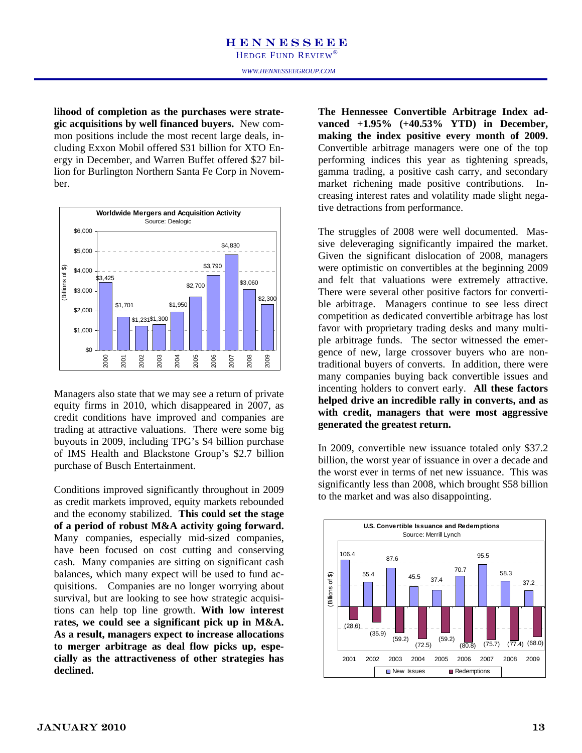**lihood of completion as the purchases were strategic acquisitions by well financed buyers.** New common positions include the most recent large deals, including Exxon Mobil offered $31 billion for XTO Energy in December, and Warren Buffet offered $27 billion for Burlington Northern Santa Fe Corp in November.

**Worldwide Mergers and Acquisition Activity**
Source: Dealogic

| Year | Billions of $ |
|---|---|
| 2000 | $3,425 |
| 2001 | $1,701 |
| 2002 | $1,231 |
| 2003 | $1,300 |
| 2004 | $1,950 |
| 2005 | $2,700 |
| 2006 | $3,790 |
| 2007 | $4,830 |
| 2008 | $3,060 |
| 2009 | $2,300 |

Managers also state that we may see a return of private equity firms in 2010, which disappeared in 2007, as credit conditions have improved and companies are trading at attractive valuations. There were some big buyouts in 2009, including TPG's $4 billion purchase of IMS Health and Blackstone Group's $2.7 billion purchase of Busch Entertainment.

Conditions improved significantly throughout in 2009 as credit markets improved, equity markets rebounded and the economy stabilized. **This could set the stage of a period of robust M&A activity going forward.** Many companies, especially mid-sized companies, have been focused on cost cutting and conserving cash. Many companies are sitting on significant cash balances, which many expect will be used to fund acquisitions. Companies are no longer worrying about survival, but are looking to see how strategic acquisitions can help top line growth. **With low interest rates, we could see a significant pick up in M&A. As a result, managers expect to increase allocations to merger arbitrage as deal flow picks up, especially as the attractiveness of other strategies has declined.**

**The Hennessee Convertible Arbitrage Index advanced +1.95% (+40.53% YTD) in December, making the index positive every month of 2009.** Convertible arbitrage managers were one of the top performing indices this year as tightening spreads, gamma trading, a positive cash carry, and secondary market richening made positive contributions. Increasing interest rates and volatility made slight negative detractions from performance.

The struggles of 2008 were well documented. Massive deleveraging significantly impaired the market. Given the significant dislocation of 2008, managers were optimistic on convertibles at the beginning 2009 and felt that valuations were extremely attractive. There were several other positive factors for convertible arbitrage. Managers continue to see less direct competition as dedicated convertible arbitrage has lost favor with proprietary trading desks and many multiple arbitrage funds. The sector witnessed the emergence of new, large crossover buyers who are non-traditional buyers of converts. In addition, there were many companies buying back convertible issues and incenting holders to convert early. **All these factors helped drive an incredible rally in converts, and as with credit, managers that were most aggressive generated the greatest return.**

In 2009, convertible new issuance totaled only $37.2 billion, the worst year of issuance in over a decade and the worst ever in terms of net new issuance. This was significantly less than 2008, which brought $58 billion to the market and was also disappointing.

**U.S. Convertible Issuance and Redemptions**
Source: Merrill Lynch

| Year | New Issues (Billions of $) | Redemptions (Billions of $) |
|---|---|---|
| 2001 | 106.4 | (28.6) |
| 2002 | 55.4 | (35.9) |
| 2003 | 87.6 | (59.2) |
| 2004 | 45.5 | (72.5) |
| 2005 | 37.4 | (59.2) |
| 2006 | 70.7 | (80.8) |
| 2007 | 95.5 | (75.7) |
| 2008 | 58.3 | (77.4) |
| 2009 | 37.2 | (68.0) |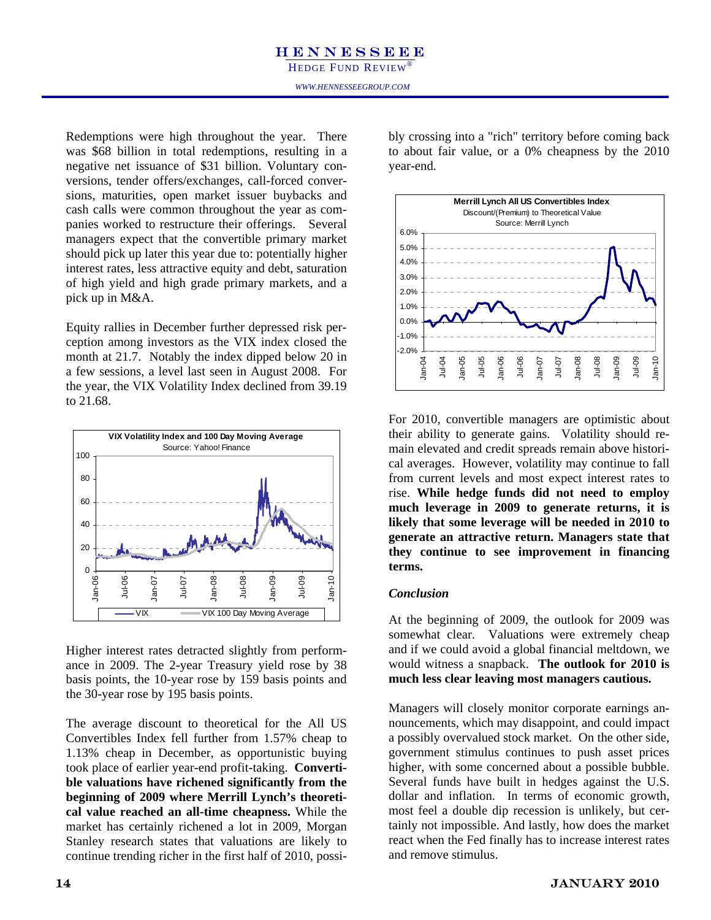Redemptions were high throughout the year. There was $68 billion in total redemptions, resulting in a negative net issuance of $31 billion. Voluntary conversions, tender offers/exchanges, call-forced conversions, maturities, open market issuer buybacks and cash calls were common throughout the year as companies worked to restructure their offerings. Several managers expect that the convertible primary market should pick up later this year due to: potentially higher interest rates, less attractive equity and debt, saturation of high yield and high grade primary markets, and a pick up in M&A.

Equity rallies in December further depressed risk perception among investors as the VIX index closed the month at 21.7. Notably the index dipped below 20 in a few sessions, a level last seen in August 2008. For the year, the VIX Volatility Index declined from 39.19 to 21.68.

**VIX Volatility Index and 100 Day Moving Average**
Source: Yahoo! Finance

Higher interest rates detracted slightly from performance in 2009. The 2-year Treasury yield rose by 38 basis points, the 10-year rose by 159 basis points and the 30-year rose by 195 basis points.

The average discount to theoretical for the All US Convertibles Index fell further from 1.57% cheap to 1.13% cheap in December, as opportunistic buying took place of earlier year-end profit-taking. **Convertible valuations have richened significantly from the beginning of 2009 where Merrill Lynch's theoretical value reached an all-time cheapness.** While the market has certainly richened a lot in 2009, Morgan Stanley research states that valuations are likely to continue trending richer in the first half of 2010, possibly crossing into a "rich" territory before coming back to about fair value, or a 0% cheapness by the 2010 year-end.

**Merrill Lynch All US Convertibles Index**
Discount/(Premium) to Theoretical Value
Source: Merrill Lynch

For 2010, convertible managers are optimistic about their ability to generate gains. Volatility should remain elevated and credit spreads remain above historical averages. However, volatility may continue to fall from current levels and most expect interest rates to rise. **While hedge funds did not need to employ much leverage in 2009 to generate returns, it is likely that some leverage will be needed in 2010 to generate an attractive return. Managers state that they continue to see improvement in financing terms.**

### *Conclusion*

At the beginning of 2009, the outlook for 2009 was somewhat clear. Valuations were extremely cheap and if we could avoid a global financial meltdown, we would witness a snapback. **The outlook for 2010 is much less clear leaving most managers cautious.**

Managers will closely monitor corporate earnings announcements, which may disappoint, and could impact a possibly overvalued stock market. On the other side, government stimulus continues to push asset prices higher, with some concerned about a possible bubble. Several funds have built in hedges against the U.S. dollar and inflation. In terms of economic growth, most feel a double dip recession is unlikely, but certainly not impossible. And lastly, how does the market react when the Fed finally has to increase interest rates and remove stimulus.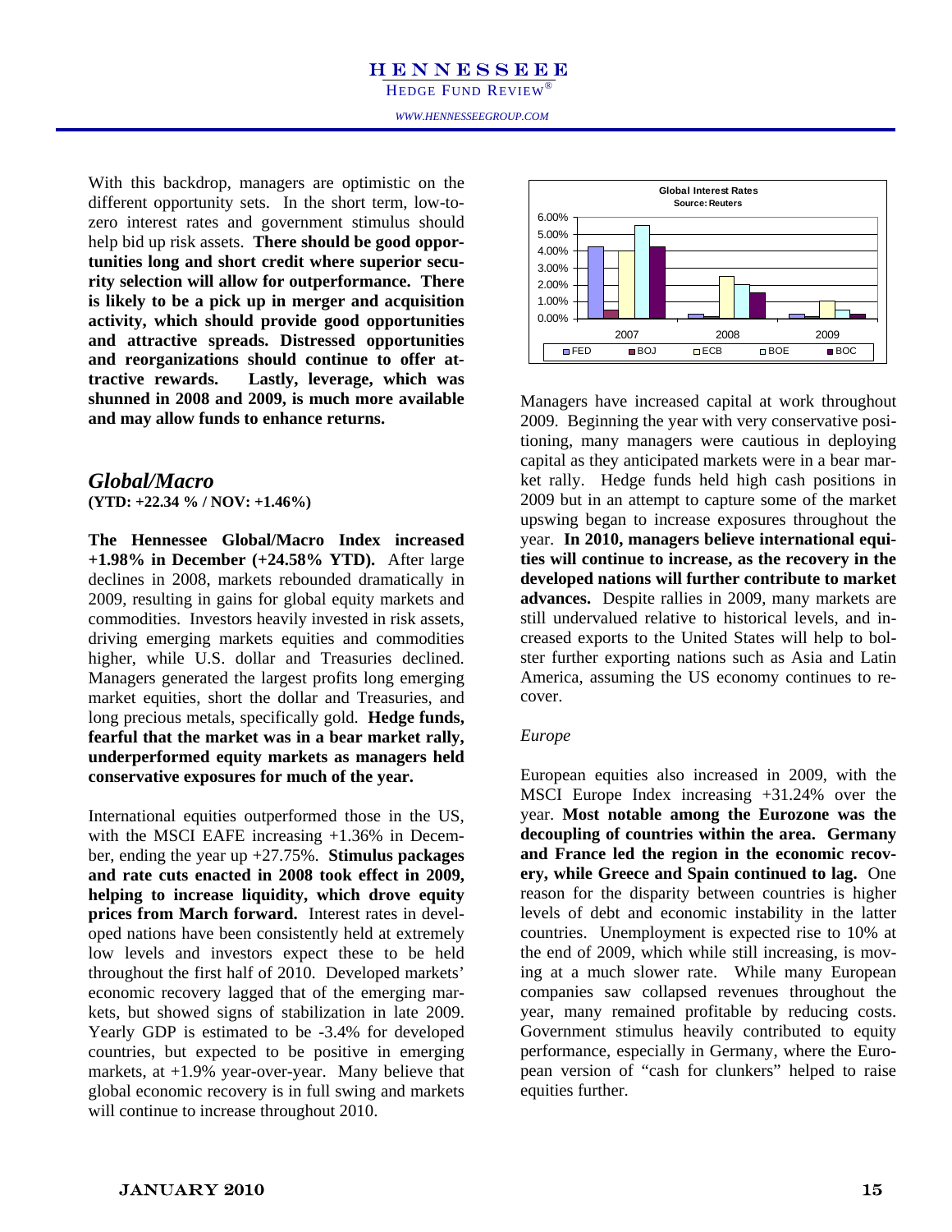With this backdrop, managers are optimistic on the different opportunity sets. In the short term, low-to-zero interest rates and government stimulus should help bid up risk assets. **There should be good opportunities long and short credit where superior security selection will allow for outperformance. There is likely to be a pick up in merger and acquisition activity, which should provide good opportunities and attractive spreads. Distressed opportunities and reorganizations should continue to offer attractive rewards. Lastly, leverage, which was shunned in 2008 and 2009, is much more available and may allow funds to enhance returns.**

## *Global/Macro*

**(YTD: +22.34 % / NOV: +1.46%)**

**The Hennessee Global/Macro Index increased +1.98% in December (+24.58% YTD).** After large declines in 2008, markets rebounded dramatically in 2009, resulting in gains for global equity markets and commodities. Investors heavily invested in risk assets, driving emerging markets equities and commodities higher, while U.S. dollar and Treasuries declined. Managers generated the largest profits long emerging market equities, short the dollar and Treasuries, and long precious metals, specifically gold. **Hedge funds, fearful that the market was in a bear market rally, underperformed equity markets as managers held conservative exposures for much of the year.**

International equities outperformed those in the US, with the MSCI EAFE increasing +1.36% in December, ending the year up +27.75%. **Stimulus packages and rate cuts enacted in 2008 took effect in 2009, helping to increase liquidity, which drove equity prices from March forward.** Interest rates in developed nations have been consistently held at extremely low levels and investors expect these to be held throughout the first half of 2010. Developed markets' economic recovery lagged that of the emerging markets, but showed signs of stabilization in late 2009. Yearly GDP is estimated to be -3.4% for developed countries, but expected to be positive in emerging markets, at +1.9% year-over-year. Many believe that global economic recovery is in full swing and markets will continue to increase throughout 2010.

**Global Interest Rates**
Source: Reuters

Managers have increased capital at work throughout 2009. Beginning the year with very conservative positioning, many managers were cautious in deploying capital as they anticipated markets were in a bear market rally. Hedge funds held high cash positions in 2009 but in an attempt to capture some of the market upswing began to increase exposures throughout the year. **In 2010, managers believe international equities will continue to increase, as the recovery in the developed nations will further contribute to market advances.** Despite rallies in 2009, many markets are still undervalued relative to historical levels, and increased exports to the United States will help to bolster further exporting nations such as Asia and Latin America, assuming the US economy continues to recover.

*Europe*

European equities also increased in 2009, with the MSCI Europe Index increasing +31.24% over the year. **Most notable among the Eurozone was the decoupling of countries within the area. Germany and France led the region in the economic recovery, while Greece and Spain continued to lag.** One reason for the disparity between countries is higher levels of debt and economic instability in the latter countries. Unemployment is expected rise to 10% at the end of 2009, which while still increasing, is moving at a much slower rate. While many European companies saw collapsed revenues throughout the year, many remained profitable by reducing costs. Government stimulus heavily contributed to equity performance, especially in Germany, where the European version of "cash for clunkers" helped to raise equities further.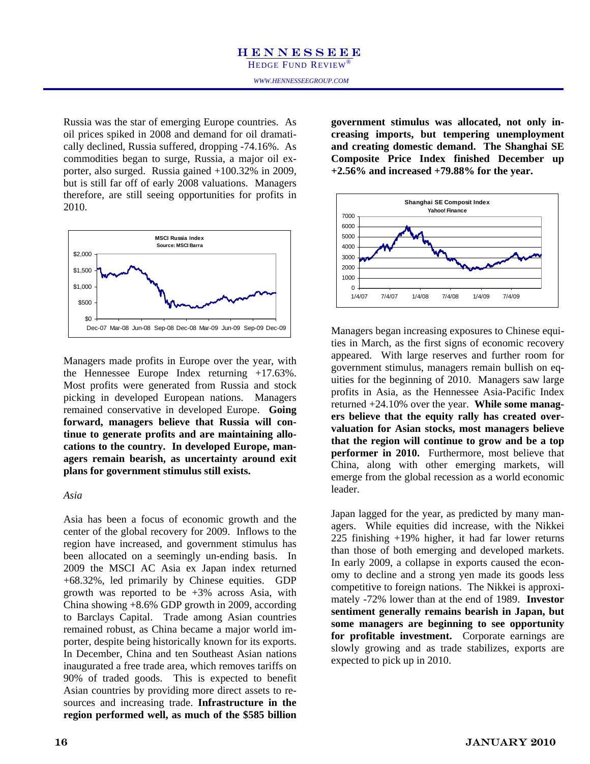Russia was the star of emerging Europe countries. As oil prices spiked in 2008 and demand for oil dramatically declined, Russia suffered, dropping -74.16%. As commodities began to surge, Russia, a major oil exporter, also surged. Russia gained +100.32% in 2009, but is still far off of early 2008 valuations. Managers therefore, are still seeing opportunities for profits in 2010.

Managers made profits in Europe over the year, with the Hennessee Europe Index returning +17.63%. Most profits were generated from Russia and stock picking in developed European nations. Managers remained conservative in developed Europe. **Going forward, managers believe that Russia will continue to generate profits and are maintaining allocations to the country. In developed Europe, managers remain bearish, as uncertainty around exit plans for government stimulus still exists.**

*Asia*

Asia has been a focus of economic growth and the center of the global recovery for 2009. Inflows to the region have increased, and government stimulus has been allocated on a seemingly un-ending basis. In 2009 the MSCI AC Asia ex Japan index returned +68.32%, led primarily by Chinese equities. GDP growth was reported to be +3% across Asia, with China showing +8.6% GDP growth in 2009, according to Barclays Capital. Trade among Asian countries remained robust, as China became a major world importer, despite being historically known for its exports. In December, China and ten Southeast Asian nations inaugurated a free trade area, which removes tariffs on 90% of traded goods. This is expected to benefit Asian countries by providing more direct assets to resources and increasing trade. **Infrastructure in the region performed well, as much of the $585 billion government stimulus was allocated, not only increasing imports, but tempering unemployment and creating domestic demand. The Shanghai SE Composite Price Index finished December up +2.56% and increased +79.88% for the year.**

Managers began increasing exposures to Chinese equities in March, as the first signs of economic recovery appeared. With large reserves and further room for government stimulus, managers remain bullish on equities for the beginning of 2010. Managers saw large profits in Asia, as the Hennessee Asia-Pacific Index returned +24.10% over the year. **While some managers believe that the equity rally has created overvaluation for Asian stocks, most managers believe that the region will continue to grow and be a top performer in 2010.** Furthermore, most believe that China, along with other emerging markets, will emerge from the global recession as a world economic leader.

Japan lagged for the year, as predicted by many managers. While equities did increase, with the Nikkei 225 finishing +19% higher, it had far lower returns than those of both emerging and developed markets. In early 2009, a collapse in exports caused the economy to decline and a strong yen made its goods less competitive to foreign nations. The Nikkei is approximately -72% lower than at the end of 1989. **Investor sentiment generally remains bearish in Japan, but some managers are beginning to see opportunity for profitable investment.** Corporate earnings are slowly growing and as trade stabilizes, exports are expected to pick up in 2010.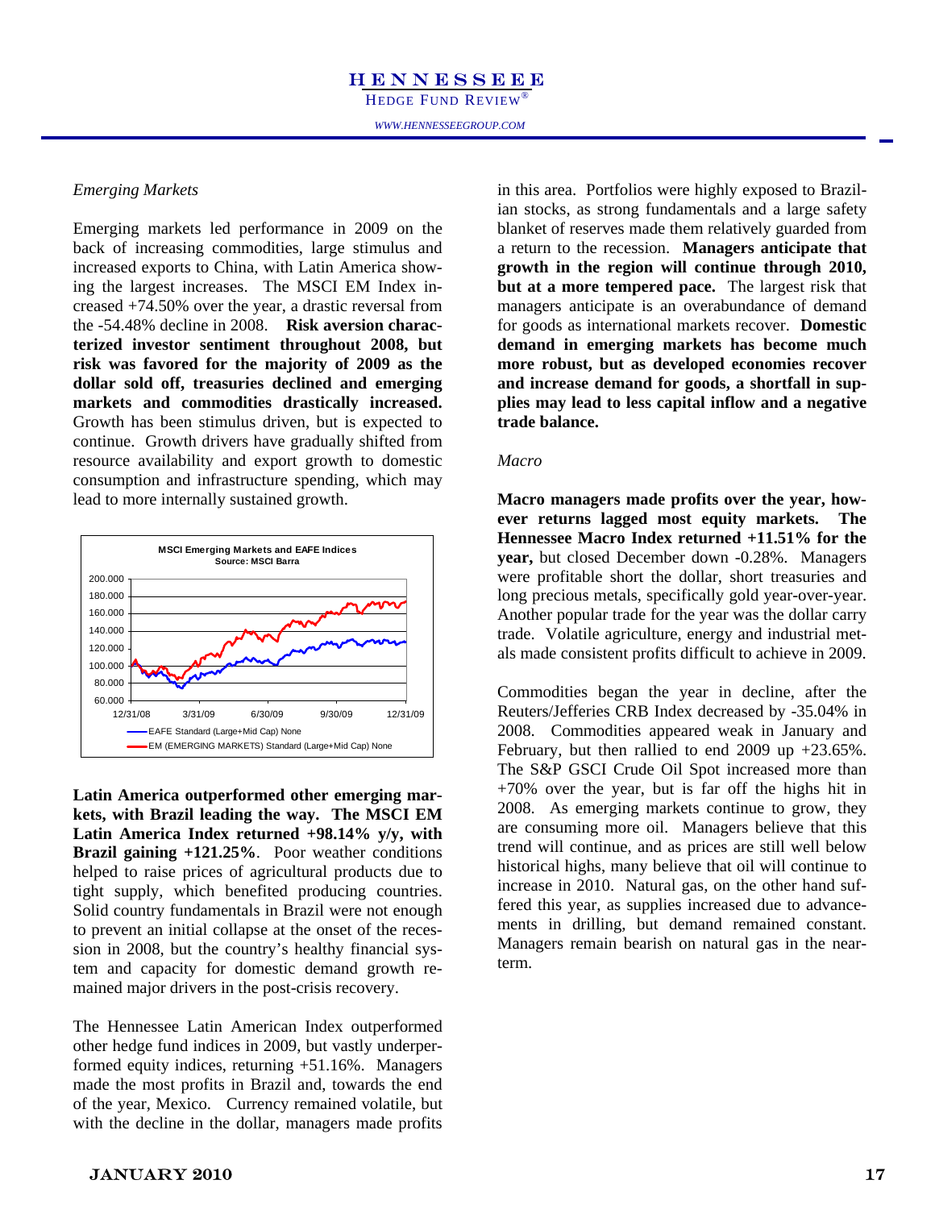*Emerging Markets*

Emerging markets led performance in 2009 on the back of increasing commodities, large stimulus and increased exports to China, with Latin America showing the largest increases. The MSCI EM Index increased +74.50% over the year, a drastic reversal from the -54.48% decline in 2008. **Risk aversion characterized investor sentiment throughout 2008, but risk was favored for the majority of 2009 as the dollar sold off, treasuries declined and emerging markets and commodities drastically increased.** Growth has been stimulus driven, but is expected to continue. Growth drivers have gradually shifted from resource availability and export growth to domestic consumption and infrastructure spending, which may lead to more internally sustained growth.

**MSCI Emerging Markets and EAFE Indices**
**Source: MSCI Barra**

**Latin America outperformed other emerging markets, with Brazil leading the way. The MSCI EM Latin America Index returned +98.14% y/y, with Brazil gaining +121.25%**. Poor weather conditions helped to raise prices of agricultural products due to tight supply, which benefited producing countries. Solid country fundamentals in Brazil were not enough to prevent an initial collapse at the onset of the recession in 2008, but the country's healthy financial system and capacity for domestic demand growth remained major drivers in the post-crisis recovery.

The Hennessee Latin American Index outperformed other hedge fund indices in 2009, but vastly underperformed equity indices, returning +51.16%. Managers made the most profits in Brazil and, towards the end of the year, Mexico. Currency remained volatile, but with the decline in the dollar, managers made profits in this area. Portfolios were highly exposed to Brazilian stocks, as strong fundamentals and a large safety blanket of reserves made them relatively guarded from a return to the recession. **Managers anticipate that growth in the region will continue through 2010, but at a more tempered pace.** The largest risk that managers anticipate is an overabundance of demand for goods as international markets recover. **Domestic demand in emerging markets has become much more robust, but as developed economies recover and increase demand for goods, a shortfall in supplies may lead to less capital inflow and a negative trade balance.**

*Macro*

**Macro managers made profits over the year, however returns lagged most equity markets. The Hennessee Macro Index returned +11.51% for the year,** but closed December down -0.28%. Managers were profitable short the dollar, short treasuries and long precious metals, specifically gold year-over-year. Another popular trade for the year was the dollar carry trade. Volatile agriculture, energy and industrial metals made consistent profits difficult to achieve in 2009.

Commodities began the year in decline, after the Reuters/Jefferies CRB Index decreased by -35.04% in 2008. Commodities appeared weak in January and February, but then rallied to end 2009 up +23.65%. The S&P GSCI Crude Oil Spot increased more than +70% over the year, but is far off the highs hit in 2008. As emerging markets continue to grow, they are consuming more oil. Managers believe that this trend will continue, and as prices are still well below historical highs, many believe that oil will continue to increase in 2010. Natural gas, on the other hand suffered this year, as supplies increased due to advancements in drilling, but demand remained constant. Managers remain bearish on natural gas in the near-term.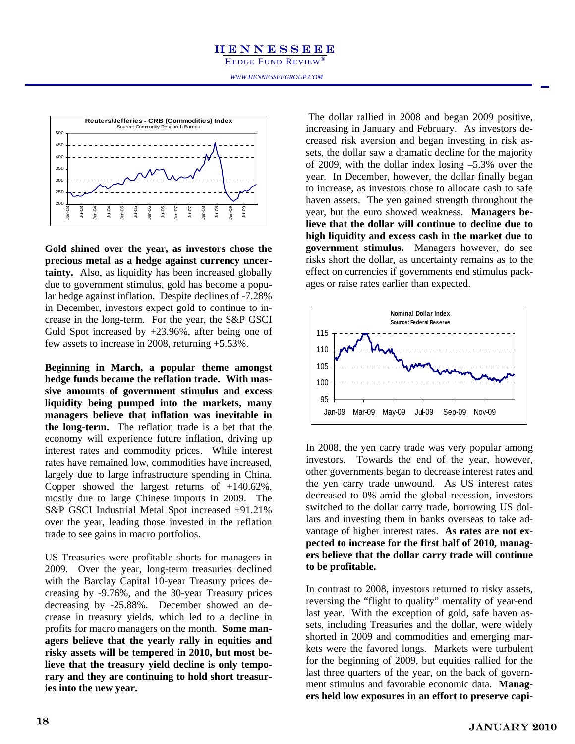**Gold shined over the year, as investors chose the precious metal as a hedge against currency uncertainty.** Also, as liquidity has been increased globally due to government stimulus, gold has become a popular hedge against inflation. Despite declines of -7.28% in December, investors expect gold to continue to increase in the long-term. For the year, the S&P GSCI Gold Spot increased by +23.96%, after being one of few assets to increase in 2008, returning +5.53%.

**Beginning in March, a popular theme amongst hedge funds became the reflation trade. With massive amounts of government stimulus and excess liquidity being pumped into the markets, many managers believe that inflation was inevitable in the long-term.** The reflation trade is a bet that the economy will experience future inflation, driving up interest rates and commodity prices. While interest rates have remained low, commodities have increased, largely due to large infrastructure spending in China. Copper showed the largest returns of +140.62%, mostly due to large Chinese imports in 2009. The S&P GSCI Industrial Metal Spot increased +91.21% over the year, leading those invested in the reflation trade to see gains in macro portfolios.

US Treasuries were profitable shorts for managers in 2009. Over the year, long-term treasuries declined with the Barclay Capital 10-year Treasury prices decreasing by -9.76%, and the 30-year Treasury prices decreasing by -25.88%. December showed an decrease in treasury yields, which led to a decline in profits for macro managers on the month. **Some managers believe that the yearly rally in equities and risky assets will be tempered in 2010, but most believe that the treasury yield decline is only temporary and they are continuing to hold short treasuries into the new year.**

The dollar rallied in 2008 and began 2009 positive, increasing in January and February. As investors decreased risk aversion and began investing in risk assets, the dollar saw a dramatic decline for the majority of 2009, with the dollar index losing –5.3% over the year. In December, however, the dollar finally began to increase, as investors chose to allocate cash to safe haven assets. The yen gained strength throughout the year, but the euro showed weakness. **Managers believe that the dollar will continue to decline due to high liquidity and excess cash in the market due to government stimulus.** Managers however, do see risks short the dollar, as uncertainty remains as to the effect on currencies if governments end stimulus packages or raise rates earlier than expected.

In 2008, the yen carry trade was very popular among investors. Towards the end of the year, however, other governments began to decrease interest rates and the yen carry trade unwound. As US interest rates decreased to 0% amid the global recession, investors switched to the dollar carry trade, borrowing US dollars and investing them in banks overseas to take advantage of higher interest rates. **As rates are not expected to increase for the first half of 2010, managers believe that the dollar carry trade will continue to be profitable.**

In contrast to 2008, investors returned to risky assets, reversing the "flight to quality" mentality of year-end last year. With the exception of gold, safe haven assets, including Treasuries and the dollar, were widely shorted in 2009 and commodities and emerging markets were the favored longs. Markets were turbulent for the beginning of 2009, but equities rallied for the last three quarters of the year, on the back of government stimulus and favorable economic data. **Managers held low exposures in an effort to preserve capi-**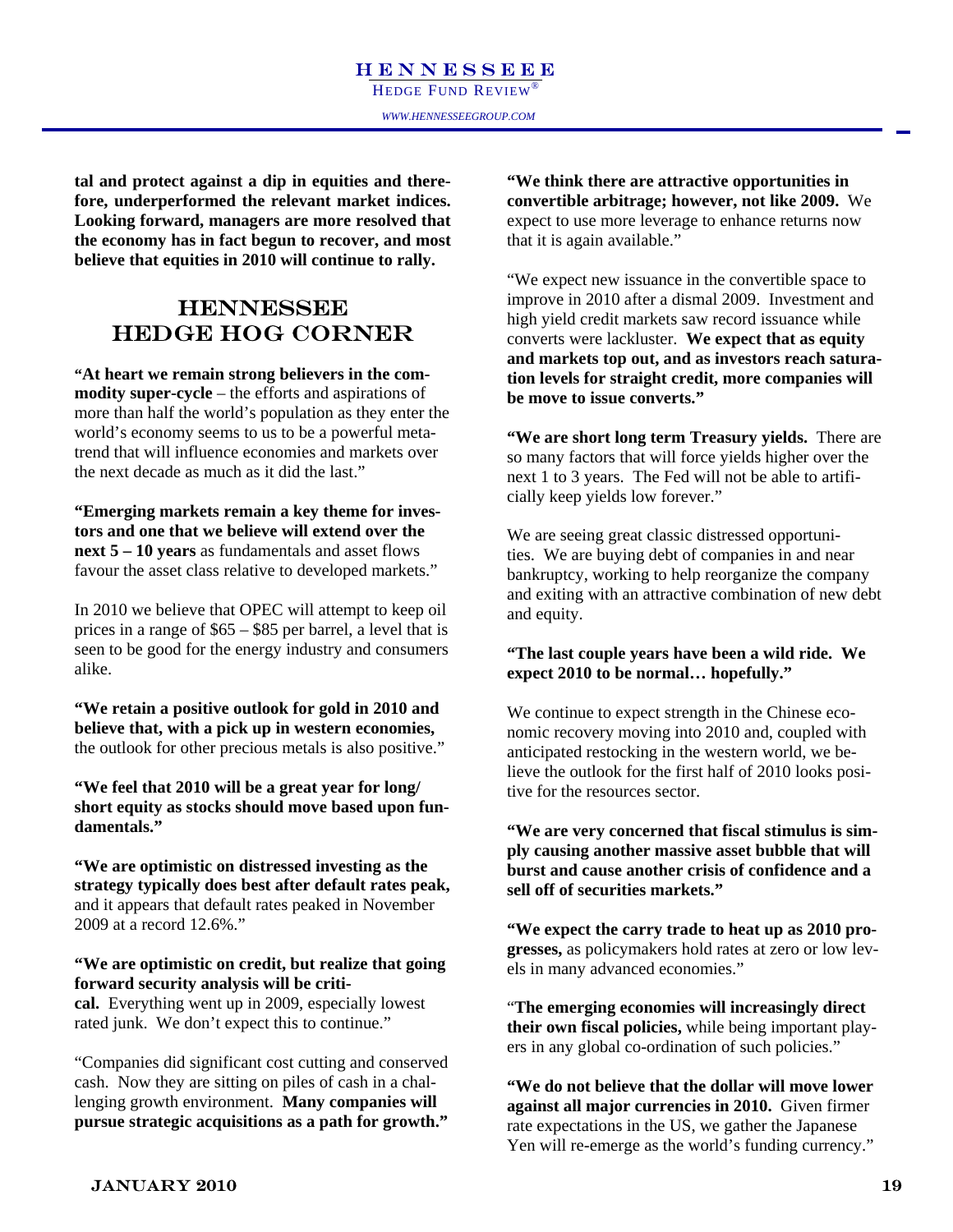**tal and protect against a dip in equities and therefore, underperformed the relevant market indices. Looking forward, managers are more resolved that the economy has in fact begun to recover, and most believe that equities in 2010 will continue to rally.**

## HENNESSEE HEDGE HOG CORNER

**"At heart we remain strong believers in the commodity super-cycle** – the efforts and aspirations of more than half the world's population as they enter the world's economy seems to us to be a powerful meta-trend that will influence economies and markets over the next decade as much as it did the last."

**"Emerging markets remain a key theme for investors and one that we believe will extend over the next 5 – 10 years** as fundamentals and asset flows favour the asset class relative to developed markets."

In 2010 we believe that OPEC will attempt to keep oil prices in a range of $65 – $85 per barrel, a level that is seen to be good for the energy industry and consumers alike.

**"We retain a positive outlook for gold in 2010 and believe that, with a pick up in western economies,** the outlook for other precious metals is also positive."

**"We feel that 2010 will be a great year for long/short equity as stocks should move based upon fundamentals."**

**"We are optimistic on distressed investing as the strategy typically does best after default rates peak,** and it appears that default rates peaked in November 2009 at a record 12.6%."

**"We are optimistic on credit, but realize that going forward security analysis will be critical.** Everything went up in 2009, especially lowest rated junk. We don't expect this to continue."

"Companies did significant cost cutting and conserved cash. Now they are sitting on piles of cash in a challenging growth environment. **Many companies will pursue strategic acquisitions as a path for growth."**

**"We think there are attractive opportunities in convertible arbitrage; however, not like 2009.** We expect to use more leverage to enhance returns now that it is again available."

"We expect new issuance in the convertible space to improve in 2010 after a dismal 2009. Investment and high yield credit markets saw record issuance while converts were lackluster. **We expect that as equity and markets top out, and as investors reach saturation levels for straight credit, more companies will be move to issue converts."**

**"We are short long term Treasury yields.** There are so many factors that will force yields higher over the next 1 to 3 years. The Fed will not be able to artificially keep yields low forever."

We are seeing great classic distressed opportunities. We are buying debt of companies in and near bankruptcy, working to help reorganize the company and exiting with an attractive combination of new debt and equity.

**"The last couple years have been a wild ride. We expect 2010 to be normal… hopefully."**

We continue to expect strength in the Chinese economic recovery moving into 2010 and, coupled with anticipated restocking in the western world, we believe the outlook for the first half of 2010 looks positive for the resources sector.

**"We are very concerned that fiscal stimulus is simply causing another massive asset bubble that will burst and cause another crisis of confidence and a sell off of securities markets."**

**"We expect the carry trade to heat up as 2010 progresses,** as policymakers hold rates at zero or low levels in many advanced economies."

"**The emerging economies will increasingly direct their own fiscal policies,** while being important players in any global co-ordination of such policies."

**"We do not believe that the dollar will move lower against all major currencies in 2010.** Given firmer rate expectations in the US, we gather the Japanese Yen will re-emerge as the world's funding currency."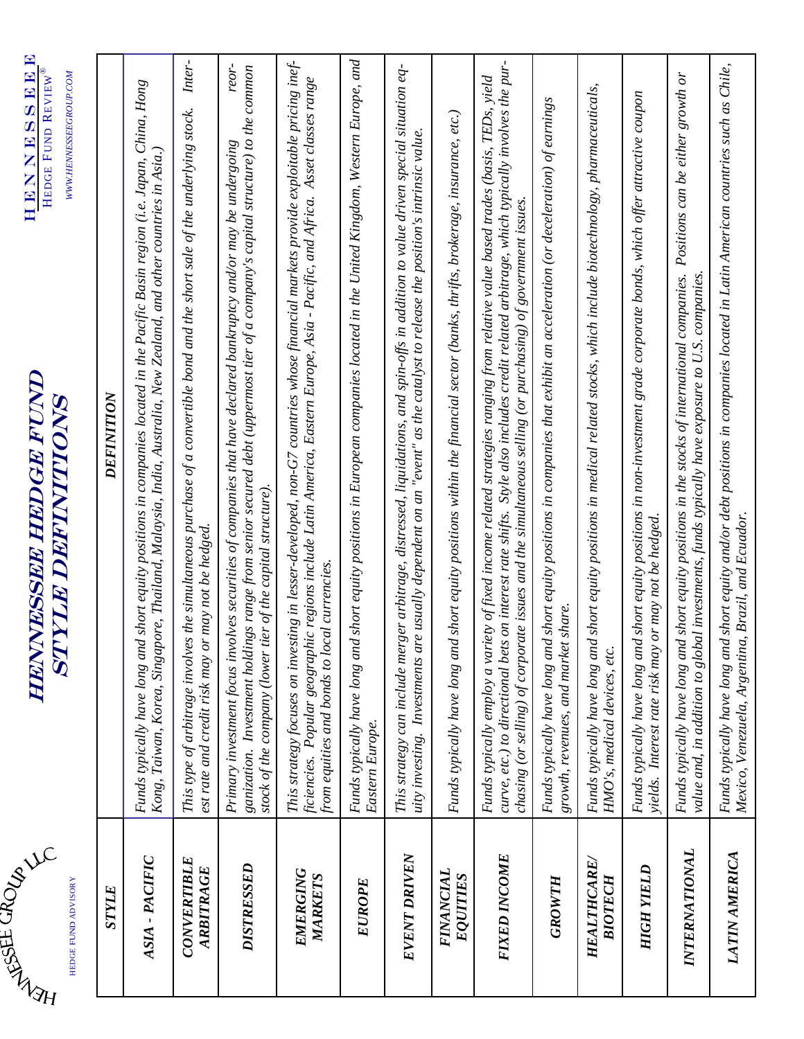# HENNESSEE HEDGE FUND STYLE DEFINITIONS

HENNESSEE GROUP LLC
HEDGE FUND ADVISORY

HENNESSEE HEDGE FUND REVIEW®
WWW.HENNESSEEGROUP.COM

| STYLE | DEFINITION |
|---|---|
| ASIA - PACIFIC | Funds typically have long and short equity positions in companies located in the Pacific Basin region (i.e. Japan, China, Hong Kong, Taiwan, Korea, Singapore, Thailand, Malaysia, India, Australia, New Zealand, and other countries in Asia.) |
| CONVERTIBLE ARBITRAGE | This type of arbitrage involves the simultaneous purchase of a convertible bond and the short sale of the underlying stock. Interest rate and credit risk may or may not be hedged. |
| DISTRESSED | Primary investment focus involves securities of companies that have declared bankruptcy and/or may be undergoing reorganization. Investment holdings range from senior secured debt (uppermost tier of a company's capital structure) to the common stock of the company (lower tier of the capital structure). |
| EMERGING MARKETS | This strategy focuses on investing in lesser-developed, non-G7 countries whose financial markets provide exploitable pricing inefficiencies. Popular geographic regions include Latin America, Eastern Europe, Asia - Pacific, and Africa. Asset classes range from equities and bonds to local currencies. |
| EUROPE | Funds typically have long and short equity positions in European companies located in the United Kingdom, Western Europe, and Eastern Europe. |
| EVENT DRIVEN | This strategy can include merger arbitrage, distressed, liquidations, and spin-offs in addition to value driven special situation equity investing. Investments are usually dependent on an "event" as the catalyst to release the position's intrinsic value. |
| FINANCIAL EQUITIES | Funds typically have long and short equity positions within the financial sector (banks, thrifts, brokerage, insurance, etc.) |
| FIXED INCOME | Funds typically employ a variety of fixed income related strategies ranging from relative value based trades (basis, TEDs, yield curve, etc.) to directional bets on interest rate shifts. Style also includes credit related arbitrage, which typically involves the purchasing (or selling) of corporate issues and the simultaneous selling (or purchasing) of government issues. |
| GROWTH | Funds typically have long and short equity positions in companies that exhibit an acceleration (or deceleration) of earnings growth, revenues, and market share. |
| HEALTHCARE/ BIOTECH | Funds typically have long and short equity positions in medical related stocks, which include biotechnology, pharmaceuticals, HMO's, medical devices, etc. |
| HIGH YIELD | Funds typically have long and short equity positions in non-investment grade corporate bonds, which offer attractive coupon yields. Interest rate risk may or may not be hedged. |
| INTERNATIONAL | Funds typically have long and short equity positions in the stocks of international companies. Positions can be either growth or value and, in addition to global investments, funds typically have exposure to U.S. companies. |
| LATIN AMERICA | Funds typically have long and short equity and/or debt positions in companies located in Latin American countries such as Chile, Mexico, Venezuela, Argentina, Brazil, and Ecuador. |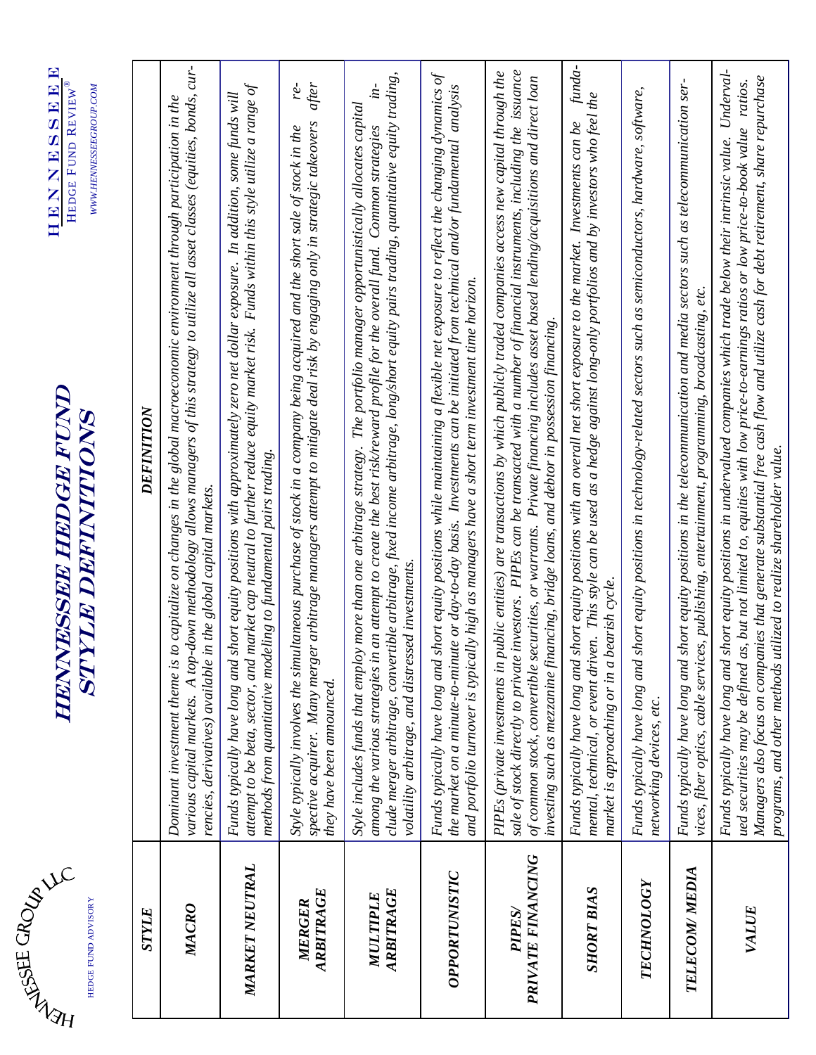# *HENNESSEE HEDGE FUND STYLE DEFINITIONS*

| STYLE | DEFINITION |
|---|---|
| **MACRO** | *Dominant investment theme is to capitalize on changes in the global macroeconomic environment through participation in the various capital markets. A top-down methodology allows managers of this strategy to utilize all asset classes (equities, bonds, currencies, derivatives) available in the global capital markets.* |
| **MARKET NEUTRAL** | *Funds typically have long and short equity positions with approximately zero net dollar exposure. In addition, some funds will attempt to be beta, sector, and market cap neutral to further reduce equity market risk. Funds within this style utilize a range of methods from quantitative modeling to fundamental pairs trading.* |
| **MERGER ARBITRAGE** | *Style typically involves the simultaneous purchase of stock in a company being acquired and the short sale of stock in the prospective acquirer. Many merger arbitrage managers attempt to mitigate deal risk by engaging only in strategic takeovers after they have been announced.* |
| **MULTIPLE ARBITRAGE** | *Style includes funds that employ more than one arbitrage strategy. The portfolio manager opportunistically allocates capital among the various strategies in an attempt to create the best risk/reward profile for the overall fund. Common strategies include merger arbitrage, convertible arbitrage, fixed income arbitrage, long/short equity pairs trading, quantitative equity trading, volatility arbitrage, and distressed investments.* |
| **OPPORTUNISTIC** | *Funds typically have long and short equity positions while maintaining a flexible net exposure to reflect the changing dynamics of the market on a minute-to-minute or day-to-day basis. Investments can be initiated from technical and/or fundamental analysis and portfolio turnover is typically high as managers have a short term investment time horizon.* |
| **PIPES/ PRIVATE FINANCING** | *PIPEs (private investments in public entities) are transactions by which publicly traded companies access new capital through the sale of stock directly to private investors. PIPEs can be transacted with a number of financial instruments, including the issuance of common stock, convertible securities, or warrants. Private financing includes asset based lending/acquisitions and direct loan investing such as mezzanine financing, bridge loans, and debtor in possession financing.* |
| **SHORT BIAS** | *Funds typically have long and short equity positions with an overall net short exposure to the market. Investments can be fundamental, technical, or event driven. This style can be used as a hedge against long-only portfolios and by investors who feel the market is approaching or in a bearish cycle.* |
| **TECHNOLOGY** | *Funds typically have long and short equity positions in technology-related sectors such as semiconductors, hardware, software, networking devices, etc.* |
| **TELECOM/ MEDIA** | *Funds typically have long and short equity positions in the telecommunication and media sectors such as telecommunication services, fiber optics, cable services, publishing, entertainment, programming, broadcasting, etc.* |
| **VALUE** | *Funds typically have long and short equity positions in undervalued companies which trade below their intrinsic value. Undervalued securities may be defined as, but not limited to, equities with low price-to-earnings ratios or low price-to-book value ratios. Managers also focus on companies that generate substantial free cash flow and utilize cash for debt retirement, share repurchase programs, and other methods utilized to realize shareholder value.* |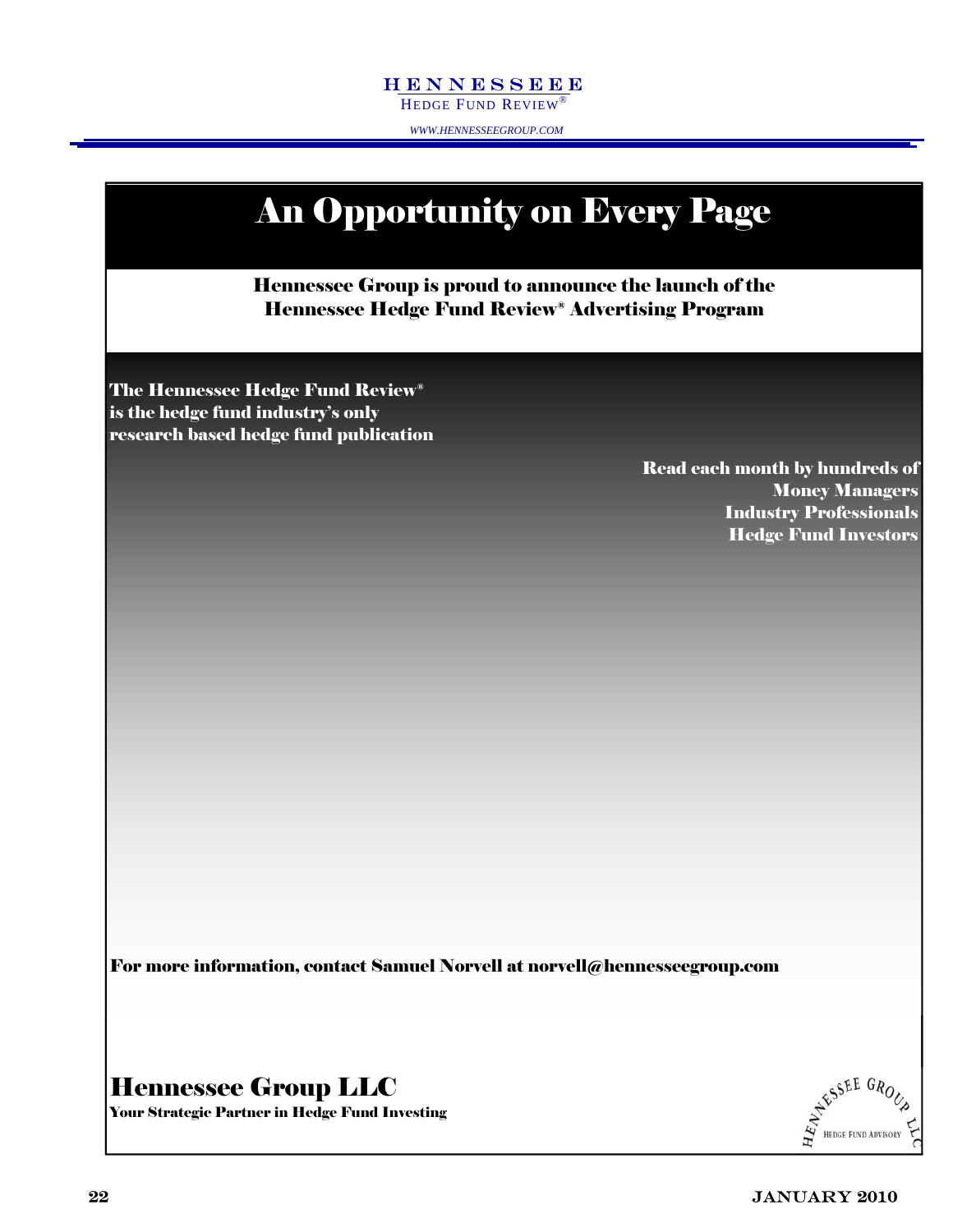# An Opportunity on Every Page

**Hennessee Group is proud to announce the launch of the Hennessee Hedge Fund Review® Advertising Program**

**The Hennessee Hedge Fund Review® is the hedge fund industry's only research based hedge fund publication**

**Read each month by hundreds of**
**Money Managers**
**Industry Professionals**
**Hedge Fund Investors**

**For more information, contact Samuel Norvell at norvell@hennesseegroup.com**

## Hennessee Group LLC

**Your Strategic Partner in Hedge Fund Investing**

HENNESSEE GROUP LLC
HEDGE FUND ADVISORY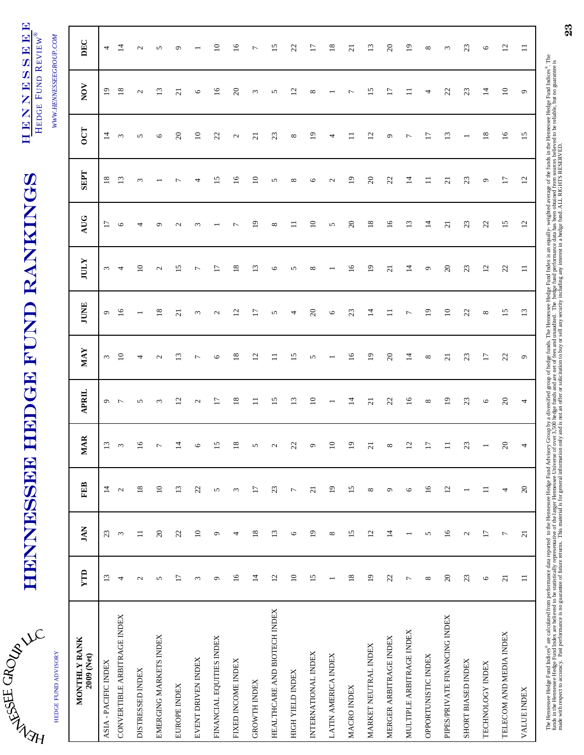# HENNESSEE HEDGE FUND RANKINGS

HENNESSEE GROUP LLC
HEDGE FUND ADVISORY

HENNESSEE HEDGE FUND REVIEW®
WWW.HENNESSEEGROUP.COM

| MONTHLY RANK 2009 (Net) | YTD | JAN | FEB | MAR | APRIL | MAY | JUNE | JULY | AUG | SEPT | OCT | NOV | DEC |
|---|---|---|---|---|---|---|---|---|---|---|---|---|---|
| ASIA - PACIFIC INDEX | 13 | 23 | 14 | 13 | 9 | 3 | 9 | 3 | 17 | 18 | 14 | 19 | 4 |
| CONVERTIBLE ARBITRAGE INDEX | 4 | 3 | 2 | 3 | 7 | 10 | 16 | 4 | 6 | 13 | 3 | 18 | 14 |
| DISTRESSED INDEX | 2 | 11 | 18 | 16 | 5 | 4 | 1 | 10 | 4 | 3 | 5 | 2 | 2 |
| EMERGING MARKETS INDEX | 5 | 20 | 10 | 7 | 3 | 2 | 18 | 2 | 9 | 1 | 6 | 13 | 5 |
| EUROPE INDEX | 17 | 22 | 13 | 14 | 12 | 13 | 21 | 15 | 2 | 7 | 20 | 21 | 9 |
| EVENT DRIVEN INDEX | 3 | 10 | 22 | 6 | 2 | 7 | 3 | 7 | 3 | 4 | 10 | 6 | 1 |
| FINANCIAL EQUITIES INDEX | 9 | 9 | 5 | 15 | 17 | 6 | 2 | 17 | 1 | 15 | 22 | 16 | 10 |
| FIXED INCOME INDEX | 16 | 4 | 3 | 18 | 18 | 18 | 12 | 18 | 7 | 16 | 2 | 20 | 16 |
| GROWTH INDEX | 14 | 18 | 17 | 5 | 11 | 12 | 17 | 13 | 19 | 10 | 21 | 3 | 7 |
| HEALTHCARE AND BIOTECH INDEX | 12 | 13 | 23 | 2 | 15 | 11 | 5 | 6 | 8 | 5 | 23 | 5 | 15 |
| HIGH YIELD INDEX | 10 | 6 | 7 | 22 | 13 | 15 | 4 | 5 | 11 | 8 | 8 | 12 | 22 |
| INTERNATIONAL INDEX | 15 | 19 | 21 | 9 | 10 | 5 | 20 | 8 | 10 | 6 | 19 | 8 | 17 |
| LATIN AMERICA INDEX | 1 | 8 | 19 | 10 | 1 | 1 | 6 | 1 | 5 | 2 | 4 | 1 | 18 |
| MACRO INDEX | 18 | 15 | 15 | 19 | 14 | 16 | 23 | 16 | 20 | 19 | 11 | 7 | 21 |
| MARKET NEUTRAL INDEX | 19 | 12 | 8 | 21 | 21 | 19 | 14 | 19 | 18 | 20 | 12 | 15 | 13 |
| MERGER ARBITRAGE INDEX | 22 | 14 | 9 | 8 | 22 | 20 | 11 | 21 | 16 | 22 | 9 | 17 | 20 |
| MULTIPLE ARBITRAGE INDEX | 7 | 1 | 6 | 12 | 16 | 14 | 7 | 14 | 13 | 14 | 7 | 11 | 19 |
| OPPORTUNISTIC INDEX | 8 | 5 | 16 | 17 | 8 | 8 | 19 | 9 | 14 | 11 | 17 | 4 | 8 |
| PIPES/PRIVATE FINANCING INDEX | 20 | 16 | 12 | 11 | 19 | 21 | 10 | 20 | 21 | 21 | 13 | 22 | 3 |
| SHORT BIASED INDEX | 23 | 2 | 1 | 23 | 23 | 23 | 22 | 23 | 23 | 23 | 1 | 23 | 23 |
| TECHNOLOGY INDEX | 6 | 17 | 11 | 1 | 6 | 17 | 8 | 12 | 22 | 9 | 18 | 14 | 6 |
| TELECOM AND MEDIA INDEX | 21 | 7 | 4 | 20 | 20 | 22 | 15 | 22 | 15 | 17 | 16 | 10 | 12 |
| VALUE INDEX | 11 | 21 | 20 | 4 | 4 | 9 | 13 | 11 | 12 | 12 | 15 | 9 | 11 |

The Hennessee Hedge Fund Indices® are calculated from performance data reported to the Hennessee Hedge Fund Advisory Group by a diversified group of hedge funds. The Hennessee Hedge Fund Index is an equally- weighted average of the funds in the Hennessee Hedge Fund Indices®. The funds in the Hennessee Hedge Fund Index are believed to be statistically representative of the larger Hennessee Universe of over 3,500 hedge funds and are net of fees and unaudited. The hedge fund performance data has been obtained from sources believed to be reliable, but no guarantee is made with respect to accuracy. Past performance is no guarantee of future returns. This material is for general information only and is not an offer or solicitation to buy or sell any security including any interest in a hedge fund. ALL RIGHTS RESERVED.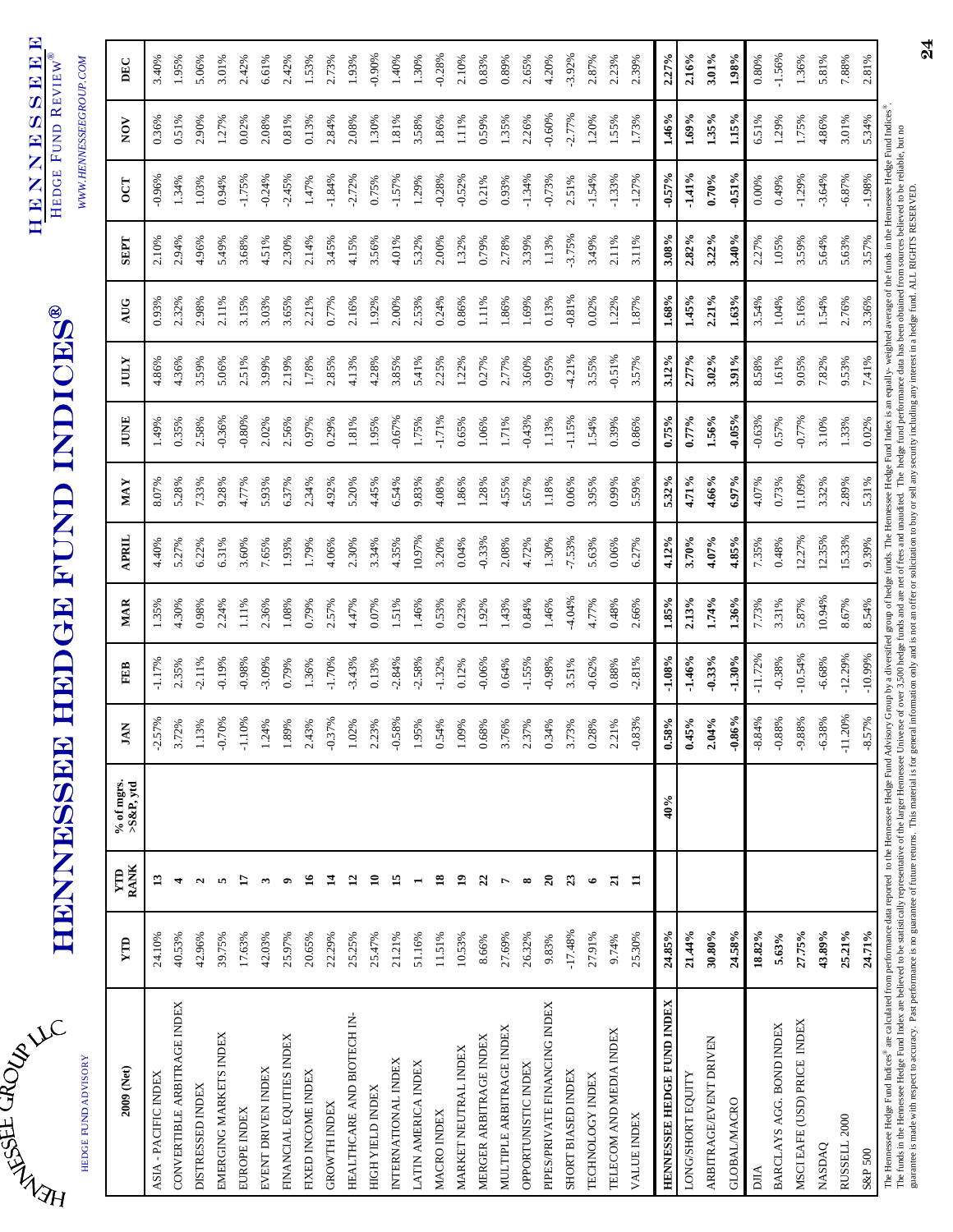# HENNESSEE HEDGE FUND INDICES®

HENNESSEE GROUP LLC
HEDGE FUND ADVISORY

HENNESSEE HEDGE FUND REVIEW®
WWW.HENNESSEEGROUP.COM

| 2009 (Net) | YTD | YTD RANK | % of mgrs. >S&P, ytd | JAN | FEB | MAR | APRIL | MAY | JUNE | JULY | AUG | SEPT | OCT | NOV | DEC |
|---|---|---|---|---|---|---|---|---|---|---|---|---|---|---|---|
| ASIA - PACIFIC INDEX | 24.10% | 13 | | -2.57% | -1.17% | 1.35% | 4.40% | 8.07% | 1.49% | 4.86% | 0.93% | 2.10% | -0.96% | 0.36% | 3.40% |
| CONVERTIBLE ARBITRAGE INDEX | 40.53% | 4 | | 3.72% | 2.35% | 4.30% | 5.27% | 5.28% | 0.35% | 4.36% | 2.32% | 2.94% | 1.34% | 0.51% | 1.95% |
| DISTRESSED INDEX | 42.96% | 2 | | 1.13% | -2.11% | 0.98% | 6.22% | 7.33% | 2.58% | 3.59% | 2.98% | 4.96% | 1.03% | 2.90% | 5.06% |
| EMERGING MARKETS INDEX | 39.75% | 5 | | -0.70% | -0.19% | 2.24% | 6.31% | 9.28% | -0.36% | 5.06% | 2.11% | 5.49% | 0.94% | 1.27% | 3.01% |
| EUROPE INDEX | 17.63% | 17 | | -1.10% | -0.98% | 1.11% | 3.60% | 4.77% | -0.80% | 2.51% | 3.15% | 3.68% | -1.75% | 0.02% | 2.42% |
| EVENT DRIVEN INDEX | 42.03% | 3 | | 1.24% | -3.09% | 2.36% | 7.65% | 5.93% | 2.02% | 3.99% | 3.03% | 4.51% | -0.24% | 2.08% | 6.61% |
| FINANCIAL EQUITIES INDEX | 25.97% | 9 | | 1.89% | 0.79% | 1.08% | 1.93% | 6.37% | 2.56% | 2.19% | 3.65% | 2.30% | -2.45% | 0.81% | 2.42% |
| FIXED INCOME INDEX | 20.65% | 16 | | 2.43% | 1.36% | 0.79% | 1.79% | 2.34% | 0.97% | 1.78% | 2.21% | 2.14% | 1.47% | 0.13% | 1.53% |
| GROWTH INDEX | 22.29% | 14 | | -0.37% | -1.70% | 2.57% | 4.06% | 4.92% | 0.29% | 2.85% | 0.77% | 3.45% | -1.84% | 2.84% | 2.73% |
| HEALTHCARE AND BIOTECH IN- | 25.25% | 12 | | 1.02% | -3.43% | 4.47% | 2.30% | 5.20% | 1.81% | 4.13% | 2.16% | 4.15% | -2.72% | 2.08% | 1.93% |
| HIGH YIELD INDEX | 25.47% | 10 | | 2.23% | 0.13% | 0.07% | 3.34% | 4.45% | 1.95% | 4.28% | 1.92% | 3.56% | 0.75% | 1.30% | -0.90% |
| INTERNATIONAL INDEX | 21.21% | 15 | | -0.58% | -2.84% | 1.51% | 4.35% | 6.54% | -0.67% | 3.85% | 2.00% | 4.01% | -1.57% | 1.81% | 1.40% |
| LATIN AMERICA INDEX | 51.16% | 1 | | 1.95% | -2.58% | 1.46% | 10.97% | 9.83% | 1.75% | 5.41% | 2.53% | 5.32% | 1.29% | 3.58% | 1.30% |
| MACRO INDEX | 11.51% | 18 | | 0.54% | -1.32% | 0.53% | 3.20% | 4.08% | -1.71% | 2.25% | 0.24% | 2.00% | -0.28% | 1.86% | -0.28% |
| MARKET NEUTRAL INDEX | 10.53% | 19 | | 1.09% | 0.12% | 0.23% | 0.04% | 1.86% | 0.65% | 1.22% | 0.86% | 1.32% | -0.52% | 1.11% | 2.10% |
| MERGER ARBITRAGE INDEX | 8.66% | 22 | | 0.68% | -0.06% | 1.92% | -0.33% | 1.28% | 1.06% | 0.27% | 1.11% | 0.79% | 0.21% | 0.59% | 0.83% |
| MULTIPLE ARBITRAGE INDEX | 27.69% | 7 | | 3.76% | 0.64% | 1.43% | 2.08% | 4.55% | 1.71% | 2.77% | 1.86% | 2.78% | 0.93% | 1.35% | 0.89% |
| OPPORTUNISTIC INDEX | 26.32% | 8 | | 2.37% | -1.55% | 0.84% | 4.72% | 5.67% | -0.43% | 3.60% | 1.69% | 3.39% | -1.34% | 2.26% | 2.65% |
| PIPES/PRIVATE FINANCING INDEX | 9.83% | 20 | | 0.34% | -0.98% | 1.46% | 1.30% | 1.18% | 1.13% | 0.95% | 0.13% | 1.13% | -0.73% | -0.60% | 4.20% |
| SHORT BIASED INDEX | -17.48% | 23 | | 3.73% | 3.51% | -4.04% | -7.53% | 0.06% | -1.15% | -4.21% | -0.81% | -3.75% | 2.51% | -2.77% | -3.92% |
| TECHNOLOGY INDEX | 27.91% | 6 | | 0.28% | -0.62% | 4.77% | 5.63% | 3.95% | 1.54% | 3.55% | 0.02% | 3.49% | -1.54% | 1.20% | 2.87% |
| TELECOM AND MEDIA INDEX | 9.74% | 21 | | 2.21% | 0.88% | 0.48% | 0.06% | 0.99% | 0.39% | -0.51% | 1.22% | 2.11% | -1.33% | 1.55% | 2.23% |
| VALUE INDEX | 25.30% | 11 | | -0.83% | -2.81% | 2.66% | 6.27% | 5.59% | 0.86% | 3.57% | 1.87% | 3.11% | -1.27% | 1.73% | 2.39% |
| **HENNESSEE HEDGE FUND INDEX** | **24.85%** | | **40%** | **0.58%** | **-1.08%** | **1.85%** | **4.12%** | **5.32%** | **0.75%** | **3.12%** | **1.68%** | **3.08%** | **-0.57%** | **1.46%** | **2.27%** |
| LONG/SHORT EQUITY | **21.44%** | | | **0.45%** | **-1.46%** | **2.13%** | **3.70%** | **4.71%** | **0.77%** | **2.77%** | **1.45%** | **2.82%** | **-1.41%** | **1.69%** | **2.16%** |
| ARBITRAGE/EVENT DRIVEN | **30.80%** | | | **2.04%** | **-0.33%** | **1.74%** | **4.07%** | **4.66%** | **1.56%** | **3.02%** | **2.21%** | **3.22%** | **0.70%** | **1.35%** | **3.01%** |
| GLOBAL/MACRO | **24.58%** | | | **-0.86%** | **-1.30%** | **1.36%** | **4.85%** | **6.97%** | **-0.05%** | **3.91%** | **1.63%** | **3.40%** | **-0.51%** | **1.15%** | **1.98%** |
| DJIA | **18.82%** | | | -8.84% | -11.72% | 7.73% | 7.35% | 4.07% | -0.63% | 8.58% | 3.54% | 2.27% | 0.00% | 6.51% | 0.80% |
| BARCLAYS AGG. BOND INDEX | **5.63%** | | | -0.88% | -0.38% | 3.31% | 0.48% | 0.73% | 0.57% | 1.61% | 1.04% | 1.05% | 0.49% | 1.29% | -1.56% |
| MSCI EAFE (USD) PRICE INDEX | **27.75%** | | | -9.88% | -10.54% | 5.87% | 12.27% | 11.09% | -0.77% | 9.05% | 5.16% | 3.59% | -1.29% | 1.75% | 1.36% |
| NASDAQ | **43.89%** | | | -6.38% | -6.68% | 10.94% | 12.35% | 3.32% | 3.10% | 7.82% | 1.54% | 5.64% | -3.64% | 4.86% | 5.81% |
| RUSSELL 2000 | **25.21%** | | | -11.20% | -12.29% | 8.67% | 15.33% | 2.89% | 1.33% | 9.53% | 2.76% | 5.63% | -6.87% | 3.01% | 7.88% |
| S&P 500 | **24.71%** | | | -8.57% | -10.99% | 8.54% | 9.39% | 5.31% | 0.02% | 7.41% | 3.36% | 3.57% | -1.98% | 5.34% | 2.81% |

The Hennessee Hedge Fund Indices® are calculated from performance data reported to the Hennessee Hedge Fund Advisory Group by a diversified group of hedge funds. The Hennessee Hedge Fund Index is an equally- weighted average of the funds in the Hennessee Hedge Fund Indices®. The funds in the Hennessee Hedge Fund Index are believed to be statistically representative of the larger Hennessee Universe of over 3,500 hedge funds and are net of fees and unaudited. The hedge fund performance data has been obtained from sources believed to be reliable, but no guarantee is made with respect to accuracy. Past performance is no guarantee of future returns. This material is for general information only and is not an offer or solicitation to buy or sell any security including any interest in a hedge fund. ALL RIGHTS RESERVED.